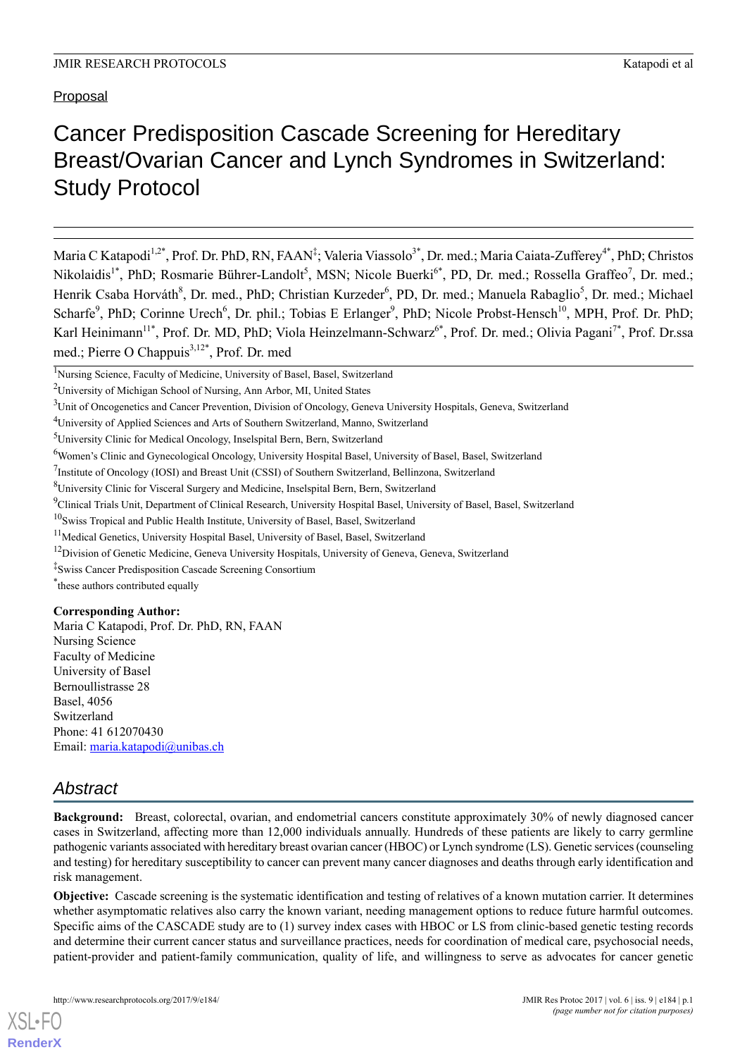Proposal

# Cancer Predisposition Cascade Screening for Hereditary Breast/Ovarian Cancer and Lynch Syndromes in Switzerland: Study Protocol

Maria C Katapodi[1,2*], Prof. Dr. PhD, RN, FAAN[‡]; Valeria Viassolo[3*], Dr. med.; Maria Caiata-Zufferey[4*], PhD; Christos Nikolaidis[1*], PhD; Rosmarie Bührer-Landolt[5], MSN; Nicole Buerki[6*], PD, Dr. med.; Rossella Graffeo[7], Dr. med.; Henrik Csaba Horváth[8], Dr. med., PhD; Christian Kurzeder[6], PD, Dr. med.; Manuela Rabaglio[5], Dr. med.; Michael Scharfe[9], PhD; Corinne Urech[6], Dr. phil.; Tobias E Erlanger[9], PhD; Nicole Probst-Hensch[10], MPH, Prof. Dr. PhD; Karl Heinimann[11*], Prof. Dr. MD, PhD; Viola Heinzelmann-Schwarz[6*], Prof. Dr. med.; Olivia Pagani[7*], Prof. Dr.ssa med.; Pierre O Chappuis[3,12*], Prof. Dr. med

[1]Nursing Science, Faculty of Medicine, University of Basel, Basel, Switzerland
[2]University of Michigan School of Nursing, Ann Arbor, MI, United States
[3]Unit of Oncogenetics and Cancer Prevention, Division of Oncology, Geneva University Hospitals, Geneva, Switzerland
[4]University of Applied Sciences and Arts of Southern Switzerland, Manno, Switzerland
[5]University Clinic for Medical Oncology, Inselspital Bern, Bern, Switzerland
[6]Women's Clinic and Gynecological Oncology, University Hospital Basel, University of Basel, Basel, Switzerland
[7]Institute of Oncology (IOSI) and Breast Unit (CSSI) of Southern Switzerland, Bellinzona, Switzerland
[8]University Clinic for Visceral Surgery and Medicine, Inselspital Bern, Bern, Switzerland
[9]Clinical Trials Unit, Department of Clinical Research, University Hospital Basel, University of Basel, Basel, Switzerland
[10]Swiss Tropical and Public Health Institute, University of Basel, Basel, Switzerland
[11]Medical Genetics, University Hospital Basel, University of Basel, Basel, Switzerland
[12]Division of Genetic Medicine, Geneva University Hospitals, University of Geneva, Geneva, Switzerland
[‡]Swiss Cancer Predisposition Cascade Screening Consortium
[*]these authors contributed equally

**Corresponding Author:**
Maria C Katapodi, Prof. Dr. PhD, RN, FAAN
Nursing Science
Faculty of Medicine
University of Basel
Bernoullistrasse 28
Basel, 4056
Switzerland
Phone: 41 612070430
Email: maria.katapodi@unibas.ch

## Abstract

**Background:** Breast, colorectal, ovarian, and endometrial cancers constitute approximately 30% of newly diagnosed cancer cases in Switzerland, affecting more than 12,000 individuals annually. Hundreds of these patients are likely to carry germline pathogenic variants associated with hereditary breast ovarian cancer (HBOC) or Lynch syndrome (LS). Genetic services (counseling and testing) for hereditary susceptibility to cancer can prevent many cancer diagnoses and deaths through early identification and risk management.

**Objective:** Cascade screening is the systematic identification and testing of relatives of a known mutation carrier. It determines whether asymptomatic relatives also carry the known variant, needing management options to reduce future harmful outcomes. Specific aims of the CASCADE study are to (1) survey index cases with HBOC or LS from clinic-based genetic testing records and determine their current cancer status and surveillance practices, needs for coordination of medical care, psychosocial needs, patient-provider and patient-family communication, quality of life, and willingness to serve as advocates for cancer genetic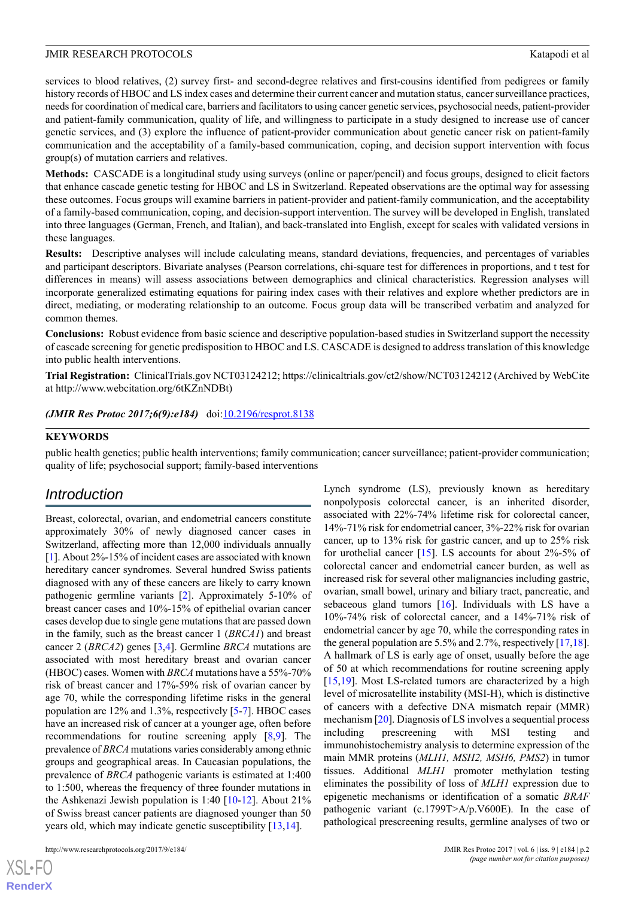services to blood relatives, (2) survey first- and second-degree relatives and first-cousins identified from pedigrees or family history records of HBOC and LS index cases and determine their current cancer and mutation status, cancer surveillance practices, needs for coordination of medical care, barriers and facilitators to using cancer genetic services, psychosocial needs, patient-provider and patient-family communication, quality of life, and willingness to participate in a study designed to increase use of cancer genetic services, and (3) explore the influence of patient-provider communication about genetic cancer risk on patient-family communication and the acceptability of a family-based communication, coping, and decision support intervention with focus group(s) of mutation carriers and relatives.

**Methods:** CASCADE is a longitudinal study using surveys (online or paper/pencil) and focus groups, designed to elicit factors that enhance cascade genetic testing for HBOC and LS in Switzerland. Repeated observations are the optimal way for assessing these outcomes. Focus groups will examine barriers in patient-provider and patient-family communication, and the acceptability of a family-based communication, coping, and decision-support intervention. The survey will be developed in English, translated into three languages (German, French, and Italian), and back-translated into English, except for scales with validated versions in these languages.

**Results:** Descriptive analyses will include calculating means, standard deviations, frequencies, and percentages of variables and participant descriptors. Bivariate analyses (Pearson correlations, chi-square test for differences in proportions, and t test for differences in means) will assess associations between demographics and clinical characteristics. Regression analyses will incorporate generalized estimating equations for pairing index cases with their relatives and explore whether predictors are in direct, mediating, or moderating relationship to an outcome. Focus group data will be transcribed verbatim and analyzed for common themes.

**Conclusions:** Robust evidence from basic science and descriptive population-based studies in Switzerland support the necessity of cascade screening for genetic predisposition to HBOC and LS. CASCADE is designed to address translation of this knowledge into public health interventions.

**Trial Registration:** ClinicalTrials.gov NCT03124212; https://clinicaltrials.gov/ct2/show/NCT03124212 (Archived by WebCite at http://www.webcitation.org/6tKZnNDBt)

***(JMIR Res Protoc 2017;6(9):e184)*** doi:10.2196/resprot.8138

**KEYWORDS**

public health genetics; public health interventions; family communication; cancer surveillance; patient-provider communication; quality of life; psychosocial support; family-based interventions

## Introduction

Breast, colorectal, ovarian, and endometrial cancers constitute approximately 30% of newly diagnosed cancer cases in Switzerland, affecting more than 12,000 individuals annually [1]. About 2%-15% of incident cases are associated with known hereditary cancer syndromes. Several hundred Swiss patients diagnosed with any of these cancers are likely to carry known pathogenic germline variants [2]. Approximately 5-10% of breast cancer cases and 10%-15% of epithelial ovarian cancer cases develop due to single gene mutations that are passed down in the family, such as the breast cancer 1 (*BRCA1*) and breast cancer 2 (*BRCA2*) genes [3,4]. Germline *BRCA* mutations are associated with most hereditary breast and ovarian cancer (HBOC) cases. Women with *BRCA* mutations have a 55%-70% risk of breast cancer and 17%-59% risk of ovarian cancer by age 70, while the corresponding lifetime risks in the general population are 12% and 1.3%, respectively [5-7]. HBOC cases have an increased risk of cancer at a younger age, often before recommendations for routine screening apply [8,9]. The prevalence of *BRCA* mutations varies considerably among ethnic groups and geographical areas. In Caucasian populations, the prevalence of *BRCA* pathogenic variants is estimated at 1:400 to 1:500, whereas the frequency of three founder mutations in the Ashkenazi Jewish population is 1:40 [10-12]. About 21% of Swiss breast cancer patients are diagnosed younger than 50 years old, which may indicate genetic susceptibility [13,14].

Lynch syndrome (LS), previously known as hereditary nonpolyposis colorectal cancer, is an inherited disorder, associated with 22%-74% lifetime risk for colorectal cancer, 14%-71% risk for endometrial cancer, 3%-22% risk for ovarian cancer, up to 13% risk for gastric cancer, and up to 25% risk for urothelial cancer [15]. LS accounts for about 2%-5% of colorectal cancer and endometrial cancer burden, as well as increased risk for several other malignancies including gastric, ovarian, small bowel, urinary and biliary tract, pancreatic, and sebaceous gland tumors [16]. Individuals with LS have a 10%-74% risk of colorectal cancer, and a 14%-71% risk of endometrial cancer by age 70, while the corresponding rates in the general population are 5.5% and 2.7%, respectively [17,18]. A hallmark of LS is early age of onset, usually before the age of 50 at which recommendations for routine screening apply [15,19]. Most LS-related tumors are characterized by a high level of microsatellite instability (MSI-H), which is distinctive of cancers with a defective DNA mismatch repair (MMR) mechanism [20]. Diagnosis of LS involves a sequential process including prescreening with MSI testing and immunohistochemistry analysis to determine expression of the main MMR proteins (*MLH1, MSH2, MSH6, PMS2*) in tumor tissues. Additional *MLH1* promoter methylation testing eliminates the possibility of loss of *MLH1* expression due to epigenetic mechanisms or identification of a somatic *BRAF* pathogenic variant (c.1799T>A/p.V600E). In the case of pathological prescreening results, germline analyses of two or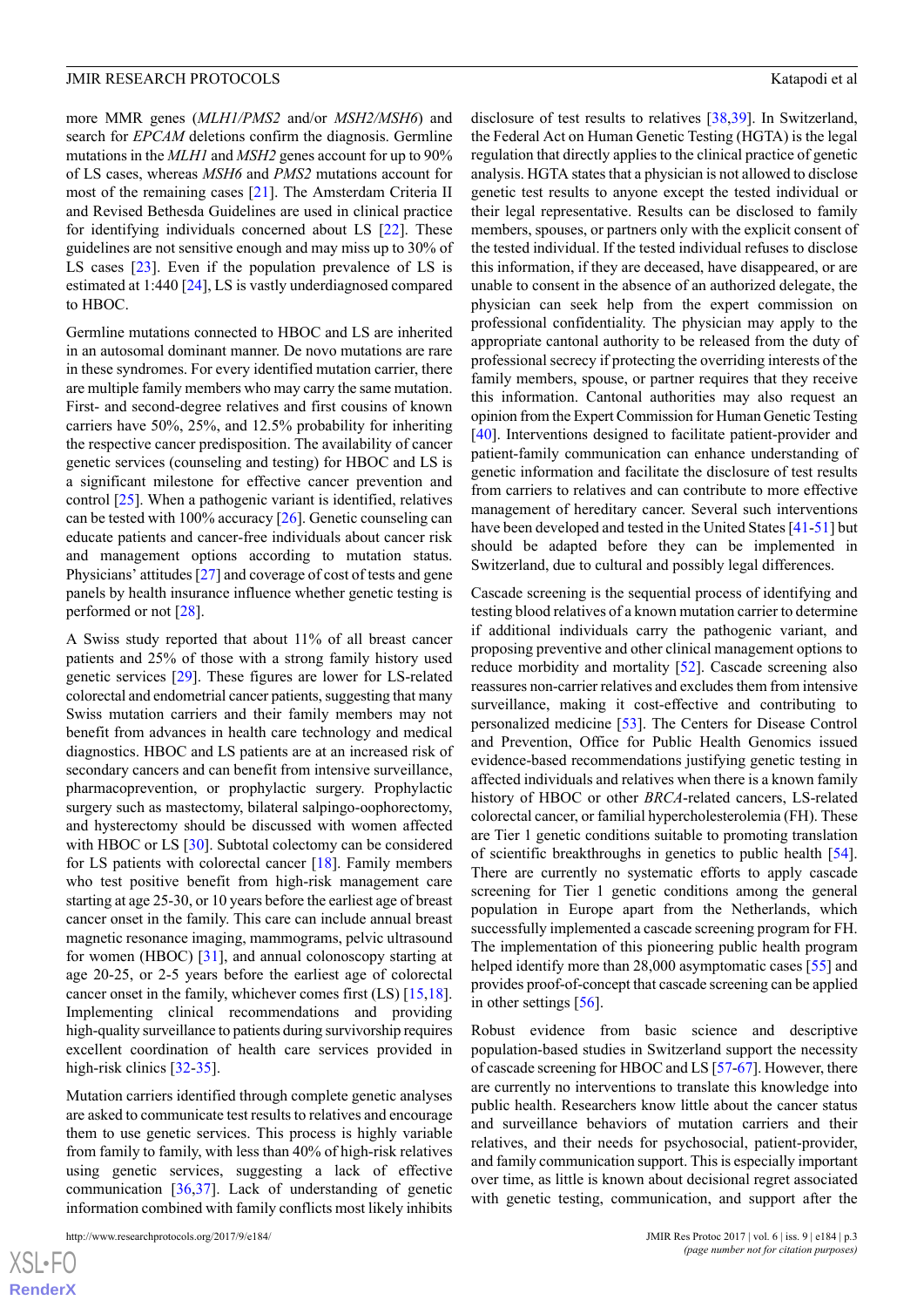more MMR genes (*MLH1/PMS2* and/or *MSH2/MSH6*) and search for *EPCAM* deletions confirm the diagnosis. Germline mutations in the *MLH1* and *MSH2* genes account for up to 90% of LS cases, whereas *MSH6* and *PMS2* mutations account for most of the remaining cases [21]. The Amsterdam Criteria II and Revised Bethesda Guidelines are used in clinical practice for identifying individuals concerned about LS [22]. These guidelines are not sensitive enough and may miss up to 30% of LS cases [23]. Even if the population prevalence of LS is estimated at 1:440 [24], LS is vastly underdiagnosed compared to HBOC.

Germline mutations connected to HBOC and LS are inherited in an autosomal dominant manner. De novo mutations are rare in these syndromes. For every identified mutation carrier, there are multiple family members who may carry the same mutation. First- and second-degree relatives and first cousins of known carriers have 50%, 25%, and 12.5% probability for inheriting the respective cancer predisposition. The availability of cancer genetic services (counseling and testing) for HBOC and LS is a significant milestone for effective cancer prevention and control [25]. When a pathogenic variant is identified, relatives can be tested with 100% accuracy [26]. Genetic counseling can educate patients and cancer-free individuals about cancer risk and management options according to mutation status. Physicians' attitudes [27] and coverage of cost of tests and gene panels by health insurance influence whether genetic testing is performed or not [28].

A Swiss study reported that about 11% of all breast cancer patients and 25% of those with a strong family history used genetic services [29]. These figures are lower for LS-related colorectal and endometrial cancer patients, suggesting that many Swiss mutation carriers and their family members may not benefit from advances in health care technology and medical diagnostics. HBOC and LS patients are at an increased risk of secondary cancers and can benefit from intensive surveillance, pharmacoprevention, or prophylactic surgery. Prophylactic surgery such as mastectomy, bilateral salpingo-oophorectomy, and hysterectomy should be discussed with women affected with HBOC or LS [30]. Subtotal colectomy can be considered for LS patients with colorectal cancer [18]. Family members who test positive benefit from high-risk management care starting at age 25-30, or 10 years before the earliest age of breast cancer onset in the family. This care can include annual breast magnetic resonance imaging, mammograms, pelvic ultrasound for women (HBOC) [31], and annual colonoscopy starting at age 20-25, or 2-5 years before the earliest age of colorectal cancer onset in the family, whichever comes first (LS) [15,18]. Implementing clinical recommendations and providing high-quality surveillance to patients during survivorship requires excellent coordination of health care services provided in high-risk clinics [32-35].

Mutation carriers identified through complete genetic analyses are asked to communicate test results to relatives and encourage them to use genetic services. This process is highly variable from family to family, with less than 40% of high-risk relatives using genetic services, suggesting a lack of effective communication [36,37]. Lack of understanding of genetic information combined with family conflicts most likely inhibits disclosure of test results to relatives [38,39]. In Switzerland, the Federal Act on Human Genetic Testing (HGTA) is the legal regulation that directly applies to the clinical practice of genetic analysis. HGTA states that a physician is not allowed to disclose genetic test results to anyone except the tested individual or their legal representative. Results can be disclosed to family members, spouses, or partners only with the explicit consent of the tested individual. If the tested individual refuses to disclose this information, if they are deceased, have disappeared, or are unable to consent in the absence of an authorized delegate, the physician can seek help from the expert commission on professional confidentiality. The physician may apply to the appropriate cantonal authority to be released from the duty of professional secrecy if protecting the overriding interests of the family members, spouse, or partner requires that they receive this information. Cantonal authorities may also request an opinion from the Expert Commission for Human Genetic Testing [40]. Interventions designed to facilitate patient-provider and patient-family communication can enhance understanding of genetic information and facilitate the disclosure of test results from carriers to relatives and can contribute to more effective management of hereditary cancer. Several such interventions have been developed and tested in the United States [41-51] but should be adapted before they can be implemented in Switzerland, due to cultural and possibly legal differences.

Cascade screening is the sequential process of identifying and testing blood relatives of a known mutation carrier to determine if additional individuals carry the pathogenic variant, and proposing preventive and other clinical management options to reduce morbidity and mortality [52]. Cascade screening also reassures non-carrier relatives and excludes them from intensive surveillance, making it cost-effective and contributing to personalized medicine [53]. The Centers for Disease Control and Prevention, Office for Public Health Genomics issued evidence-based recommendations justifying genetic testing in affected individuals and relatives when there is a known family history of HBOC or other *BRCA*-related cancers, LS-related colorectal cancer, or familial hypercholesterolemia (FH). These are Tier 1 genetic conditions suitable to promoting translation of scientific breakthroughs in genetics to public health [54]. There are currently no systematic efforts to apply cascade screening for Tier 1 genetic conditions among the general population in Europe apart from the Netherlands, which successfully implemented a cascade screening program for FH. The implementation of this pioneering public health program helped identify more than 28,000 asymptomatic cases [55] and provides proof-of-concept that cascade screening can be applied in other settings [56].

Robust evidence from basic science and descriptive population-based studies in Switzerland support the necessity of cascade screening for HBOC and LS [57-67]. However, there are currently no interventions to translate this knowledge into public health. Researchers know little about the cancer status and surveillance behaviors of mutation carriers and their relatives, and their needs for psychosocial, patient-provider, and family communication support. This is especially important over time, as little is known about decisional regret associated with genetic testing, communication, and support after the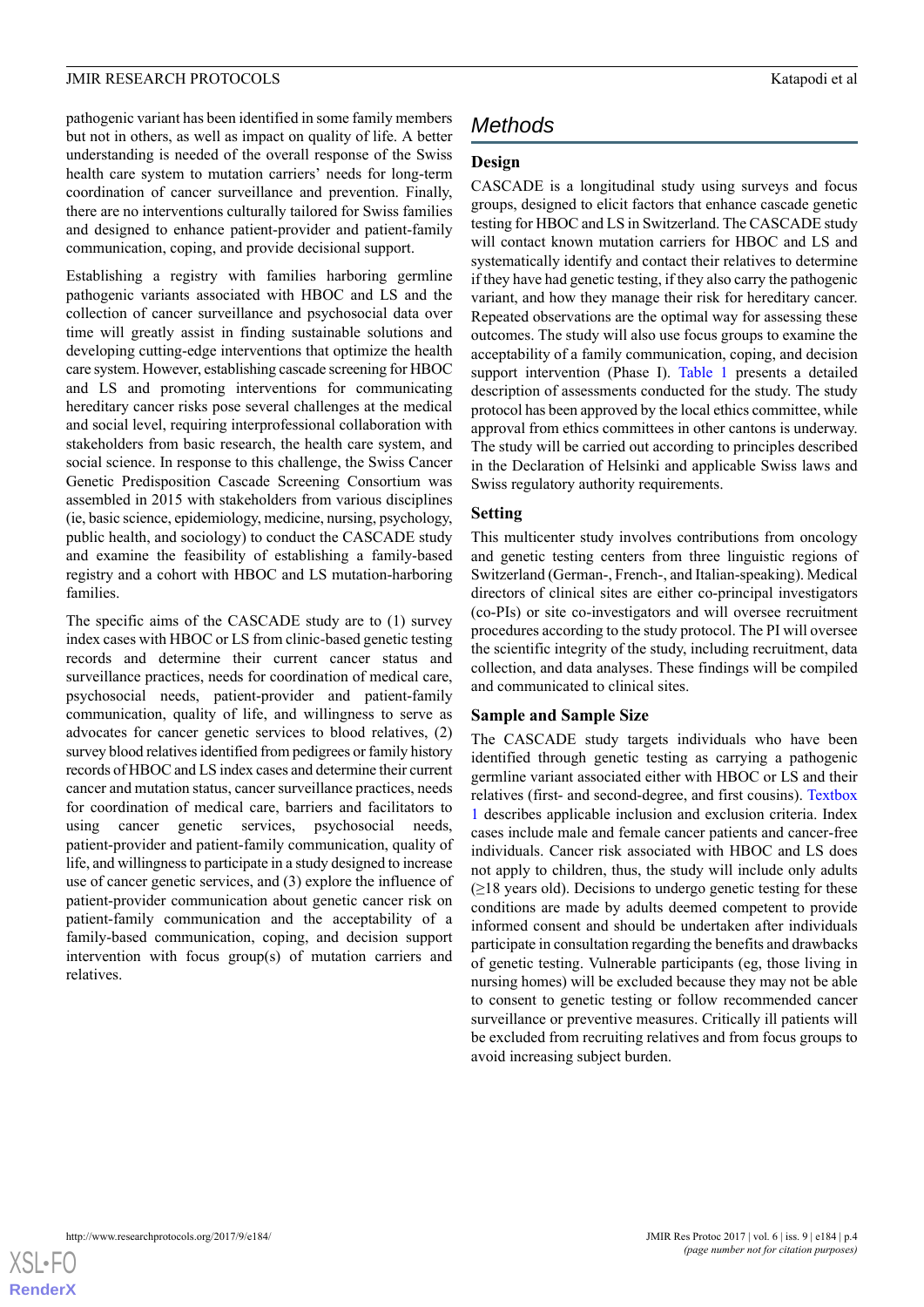pathogenic variant has been identified in some family members but not in others, as well as impact on quality of life. A better understanding is needed of the overall response of the Swiss health care system to mutation carriers' needs for long-term coordination of cancer surveillance and prevention. Finally, there are no interventions culturally tailored for Swiss families and designed to enhance patient-provider and patient-family communication, coping, and provide decisional support.

Establishing a registry with families harboring germline pathogenic variants associated with HBOC and LS and the collection of cancer surveillance and psychosocial data over time will greatly assist in finding sustainable solutions and developing cutting-edge interventions that optimize the health care system. However, establishing cascade screening for HBOC and LS and promoting interventions for communicating hereditary cancer risks pose several challenges at the medical and social level, requiring interprofessional collaboration with stakeholders from basic research, the health care system, and social science. In response to this challenge, the Swiss Cancer Genetic Predisposition Cascade Screening Consortium was assembled in 2015 with stakeholders from various disciplines (ie, basic science, epidemiology, medicine, nursing, psychology, public health, and sociology) to conduct the CASCADE study and examine the feasibility of establishing a family-based registry and a cohort with HBOC and LS mutation-harboring families.

The specific aims of the CASCADE study are to (1) survey index cases with HBOC or LS from clinic-based genetic testing records and determine their current cancer status and surveillance practices, needs for coordination of medical care, psychosocial needs, patient-provider and patient-family communication, quality of life, and willingness to serve as advocates for cancer genetic services to blood relatives, (2) survey blood relatives identified from pedigrees or family history records of HBOC and LS index cases and determine their current cancer and mutation status, cancer surveillance practices, needs for coordination of medical care, barriers and facilitators to using cancer genetic services, psychosocial needs, patient-provider and patient-family communication, quality of life, and willingness to participate in a study designed to increase use of cancer genetic services, and (3) explore the influence of patient-provider communication about genetic cancer risk on patient-family communication and the acceptability of a family-based communication, coping, and decision support intervention with focus group(s) of mutation carriers and relatives.

## Methods

### Design

CASCADE is a longitudinal study using surveys and focus groups, designed to elicit factors that enhance cascade genetic testing for HBOC and LS in Switzerland. The CASCADE study will contact known mutation carriers for HBOC and LS and systematically identify and contact their relatives to determine if they have had genetic testing, if they also carry the pathogenic variant, and how they manage their risk for hereditary cancer. Repeated observations are the optimal way for assessing these outcomes. The study will also use focus groups to examine the acceptability of a family communication, coping, and decision support intervention (Phase I). Table 1 presents a detailed description of assessments conducted for the study. The study protocol has been approved by the local ethics committee, while approval from ethics committees in other cantons is underway. The study will be carried out according to principles described in the Declaration of Helsinki and applicable Swiss laws and Swiss regulatory authority requirements.

### Setting

This multicenter study involves contributions from oncology and genetic testing centers from three linguistic regions of Switzerland (German-, French-, and Italian-speaking). Medical directors of clinical sites are either co-principal investigators (co-PIs) or site co-investigators and will oversee recruitment procedures according to the study protocol. The PI will oversee the scientific integrity of the study, including recruitment, data collection, and data analyses. These findings will be compiled and communicated to clinical sites.

### Sample and Sample Size

The CASCADE study targets individuals who have been identified through genetic testing as carrying a pathogenic germline variant associated either with HBOC or LS and their relatives (first- and second-degree, and first cousins). Textbox 1 describes applicable inclusion and exclusion criteria. Index cases include male and female cancer patients and cancer-free individuals. Cancer risk associated with HBOC and LS does not apply to children, thus, the study will include only adults (≥18 years old). Decisions to undergo genetic testing for these conditions are made by adults deemed competent to provide informed consent and should be undertaken after individuals participate in consultation regarding the benefits and drawbacks of genetic testing. Vulnerable participants (eg, those living in nursing homes) will be excluded because they may not be able to consent to genetic testing or follow recommended cancer surveillance or preventive measures. Critically ill patients will be excluded from recruiting relatives and from focus groups to avoid increasing subject burden.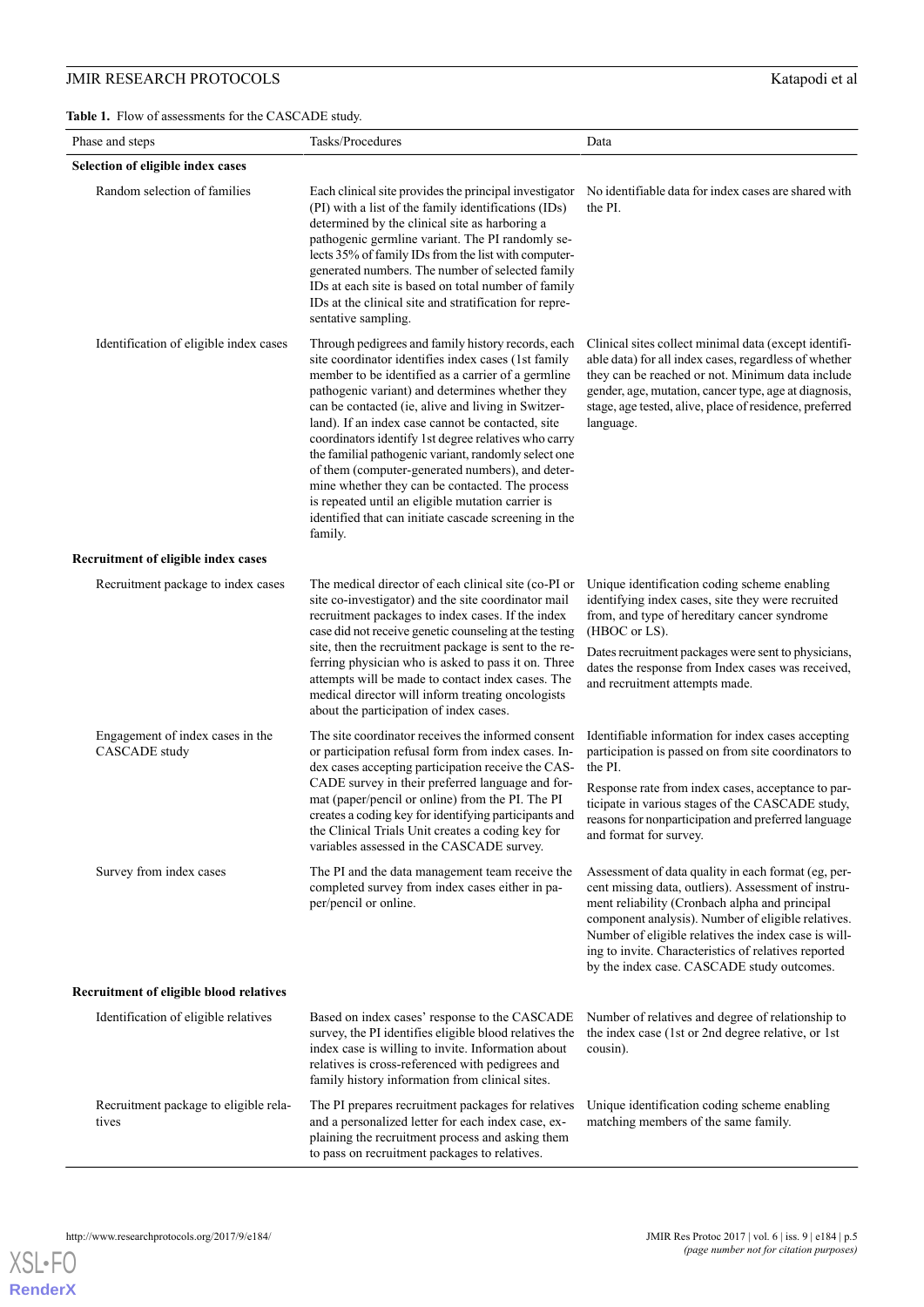**Table 1.** Flow of assessments for the CASCADE study.

| Phase and steps | Tasks/Procedures | Data |
| --- | --- | --- |
| **Selection of eligible index cases** | | |
| Random selection of families | Each clinical site provides the principal investigator (PI) with a list of the family identifications (IDs) determined by the clinical site as harboring a pathogenic germline variant. The PI randomly selects 35% of family IDs from the list with computer-generated numbers. The number of selected family IDs at each site is based on total number of family IDs at the clinical site and stratification for representative sampling. | No identifiable data for index cases are shared with the PI. |
| Identification of eligible index cases | Through pedigrees and family history records, each site coordinator identifies index cases (1st family member to be identified as a carrier of a germline pathogenic variant) and determines whether they can be contacted (ie, alive and living in Switzerland). If an index case cannot be contacted, site coordinators identify 1st degree relatives who carry the familial pathogenic variant, randomly select one of them (computer-generated numbers), and determine whether they can be contacted. The process is repeated until an eligible mutation carrier is identified that can initiate cascade screening in the family. | Clinical sites collect minimal data (except identifiable data) for all index cases, regardless of whether they can be reached or not. Minimum data include gender, age, mutation, cancer type, age at diagnosis, stage, age tested, alive, place of residence, preferred language. |
| **Recruitment of eligible index cases** | | |
| Recruitment package to index cases | The medical director of each clinical site (co-PI or site co-investigator) and the site coordinator mail recruitment packages to index cases. If the index case did not receive genetic counseling at the testing site, then the recruitment package is sent to the referring physician who is asked to pass it on. Three attempts will be made to contact index cases. The medical director will inform treating oncologists about the participation of index cases. | Unique identification coding scheme enabling identifying index cases, site they were recruited from, and type of hereditary cancer syndrome (HBOC or LS). Dates recruitment packages were sent to physicians, dates the response from Index cases was received, and recruitment attempts made. |
| Engagement of index cases in the CASCADE study | The site coordinator receives the informed consent or participation refusal form from index cases. Index cases accepting participation receive the CASCADE survey in their preferred language and format (paper/pencil or online) from the PI. The PI creates a coding key for identifying participants and the Clinical Trials Unit creates a coding key for variables assessed in the CASCADE survey. | Identifiable information for index cases accepting participation is passed on from site coordinators to the PI. Response rate from index cases, acceptance to participate in various stages of the CASCADE study, reasons for nonparticipation and preferred language and format for survey. |
| Survey from index cases | The PI and the data management team receive the completed survey from index cases either in paper/pencil or online. | Assessment of data quality in each format (eg, percent missing data, outliers). Assessment of instrument reliability (Cronbach alpha and principal component analysis). Number of eligible relatives. Number of eligible relatives the index case is willing to invite. Characteristics of relatives reported by the index case. CASCADE study outcomes. |
| **Recruitment of eligible blood relatives** | | |
| Identification of eligible relatives | Based on index cases' response to the CASCADE survey, the PI identifies eligible blood relatives the index case is willing to invite. Information about relatives is cross-referenced with pedigrees and family history information from clinical sites. | Number of relatives and degree of relationship to the index case (1st or 2nd degree relative, or 1st cousin). |
| Recruitment package to eligible relatives | The PI prepares recruitment packages for relatives and a personalized letter for each index case, explaining the recruitment process and asking them to pass on recruitment packages to relatives. | Unique identification coding scheme enabling matching members of the same family. |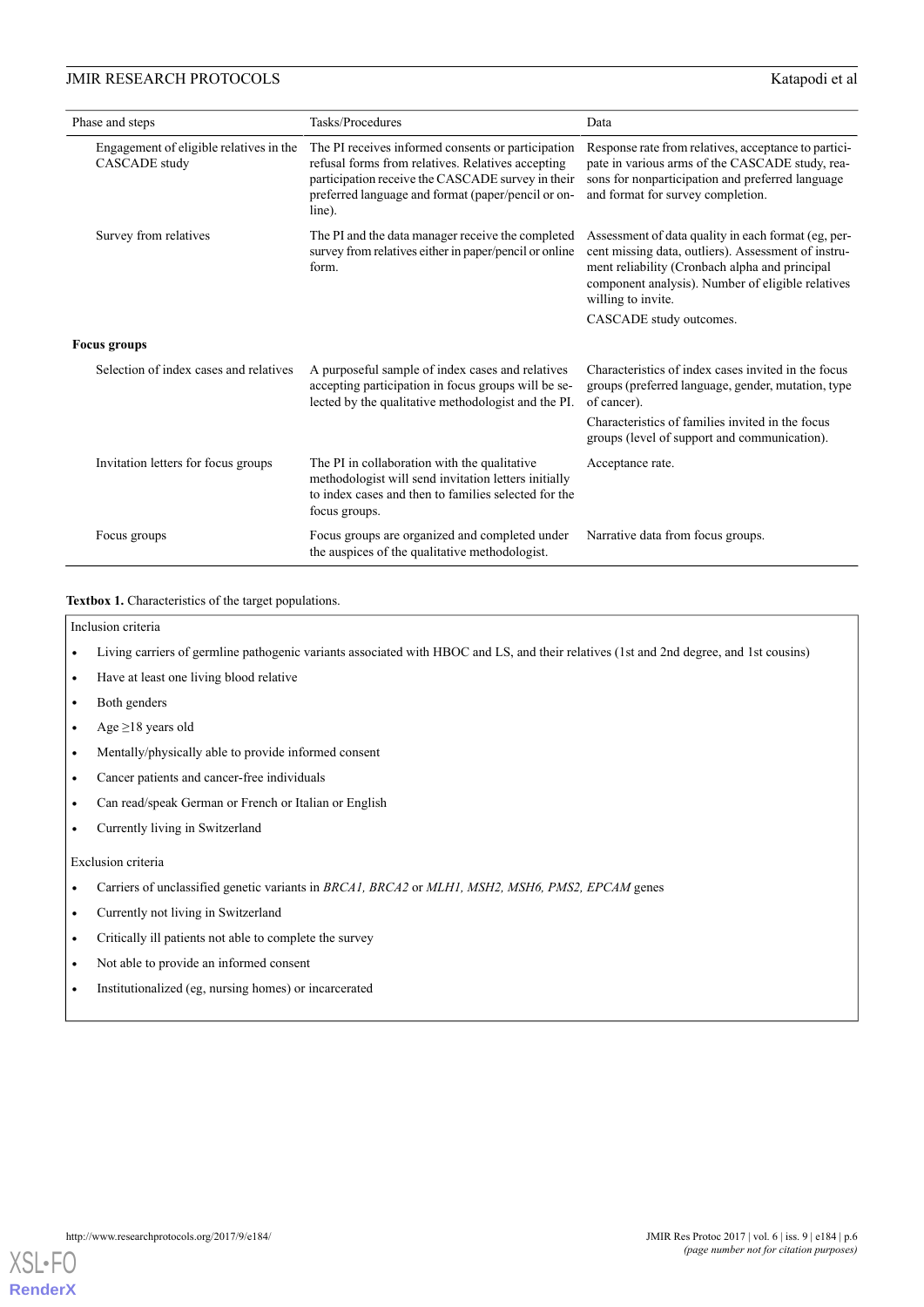| Phase and steps | Tasks/Procedures | Data |
| --- | --- | --- |
| Engagement of eligible relatives in the CASCADE study | The PI receives informed consents or participation refusal forms from relatives. Relatives accepting participation receive the CASCADE survey in their preferred language and format (paper/pencil or online). | Response rate from relatives, acceptance to participate in various arms of the CASCADE study, reasons for nonparticipation and preferred language and format for survey completion. |
| Survey from relatives | The PI and the data manager receive the completed survey from relatives either in paper/pencil or online form. | Assessment of data quality in each format (eg, percent missing data, outliers). Assessment of instrument reliability (Cronbach alpha and principal component analysis). Number of eligible relatives willing to invite. CASCADE study outcomes. |
| **Focus groups** | | |
| Selection of index cases and relatives | A purposeful sample of index cases and relatives accepting participation in focus groups will be selected by the qualitative methodologist and the PI. | Characteristics of index cases invited in the focus groups (preferred language, gender, mutation, type of cancer). Characteristics of families invited in the focus groups (level of support and communication). |
| Invitation letters for focus groups | The PI in collaboration with the qualitative methodologist will send invitation letters initially to index cases and then to families selected for the focus groups. | Acceptance rate. |
| Focus groups | Focus groups are organized and completed under the auspices of the qualitative methodologist. | Narrative data from focus groups. |

**Textbox 1.** Characteristics of the target populations.

Inclusion criteria

- Living carriers of germline pathogenic variants associated with HBOC and LS, and their relatives (1st and 2nd degree, and 1st cousins)
- Have at least one living blood relative
- Both genders
- Age ≥18 years old
- Mentally/physically able to provide informed consent
- Cancer patients and cancer-free individuals
- Can read/speak German or French or Italian or English
- Currently living in Switzerland

Exclusion criteria

- Carriers of unclassified genetic variants in *BRCA1, BRCA2* or *MLH1, MSH2, MSH6, PMS2, EPCAM* genes
- Currently not living in Switzerland
- Critically ill patients not able to complete the survey
- Not able to provide an informed consent
- Institutionalized (eg, nursing homes) or incarcerated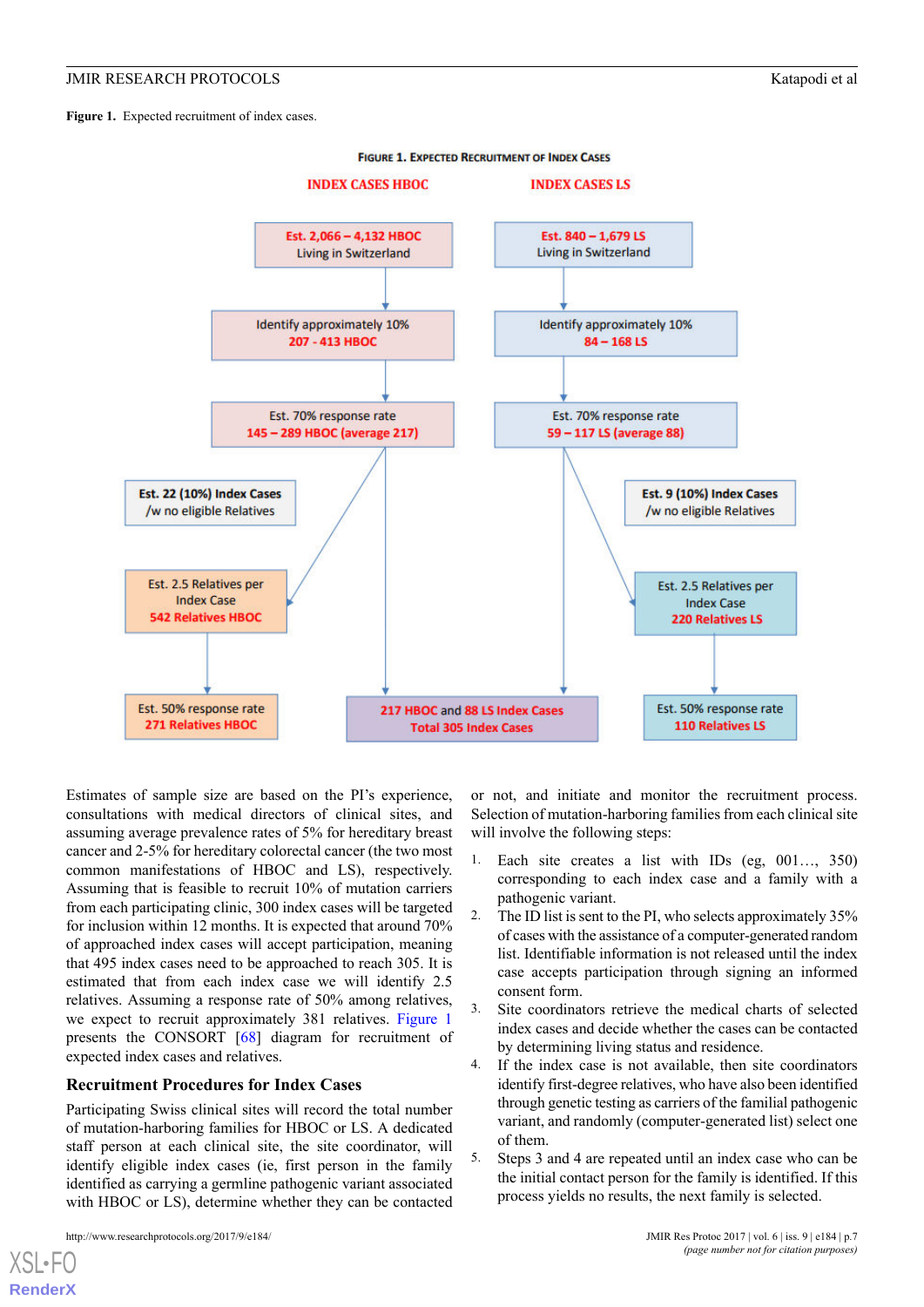**Figure 1.** Expected recruitment of index cases.

FIGURE 1. EXPECTED RECRUITMENT OF INDEX CASES

**INDEX CASES HBOC**

- Est. 2,066 – 4,132 HBOC Living in Switzerland
- Identify approximately 10% 207 - 413 HBOC
- Est. 70% response rate 145 – 289 HBOC (average 217)
- Est. 22 (10%) Index Cases /w no eligible Relatives
- Est. 2.5 Relatives per Index Case 542 Relatives HBOC
- Est. 50% response rate 271 Relatives HBOC

**INDEX CASES LS**

- Est. 840 – 1,679 LS Living in Switzerland
- Identify approximately 10% 84 – 168 LS
- Est. 70% response rate 59 – 117 LS (average 88)
- Est. 9 (10%) Index Cases /w no eligible Relatives
- Est. 2.5 Relatives per Index Case 220 Relatives LS
- Est. 50% response rate 110 Relatives LS

217 HBOC and 88 LS Index Cases Total 305 Index Cases

Estimates of sample size are based on the PI's experience, consultations with medical directors of clinical sites, and assuming average prevalence rates of 5% for hereditary breast cancer and 2-5% for hereditary colorectal cancer (the two most common manifestations of HBOC and LS), respectively. Assuming that is feasible to recruit 10% of mutation carriers from each participating clinic, 300 index cases will be targeted for inclusion within 12 months. It is expected that around 70% of approached index cases will accept participation, meaning that 495 index cases need to be approached to reach 305. It is estimated that from each index case we will identify 2.5 relatives. Assuming a response rate of 50% among relatives, we expect to recruit approximately 381 relatives. Figure 1 presents the CONSORT [68] diagram for recruitment of expected index cases and relatives.

## Recruitment Procedures for Index Cases

Participating Swiss clinical sites will record the total number of mutation-harboring families for HBOC or LS. A dedicated staff person at each clinical site, the site coordinator, will identify eligible index cases (ie, first person in the family identified as carrying a germline pathogenic variant associated with HBOC or LS), determine whether they can be contacted or not, and initiate and monitor the recruitment process. Selection of mutation-harboring families from each clinical site will involve the following steps:

1. Each site creates a list with IDs (eg, 001…, 350) corresponding to each index case and a family with a pathogenic variant.
2. The ID list is sent to the PI, who selects approximately 35% of cases with the assistance of a computer-generated random list. Identifiable information is not released until the index case accepts participation through signing an informed consent form.
3. Site coordinators retrieve the medical charts of selected index cases and decide whether the cases can be contacted by determining living status and residence.
4. If the index case is not available, then site coordinators identify first-degree relatives, who have also been identified through genetic testing as carriers of the familial pathogenic variant, and randomly (computer-generated list) select one of them.
5. Steps 3 and 4 are repeated until an index case who can be the initial contact person for the family is identified. If this process yields no results, the next family is selected.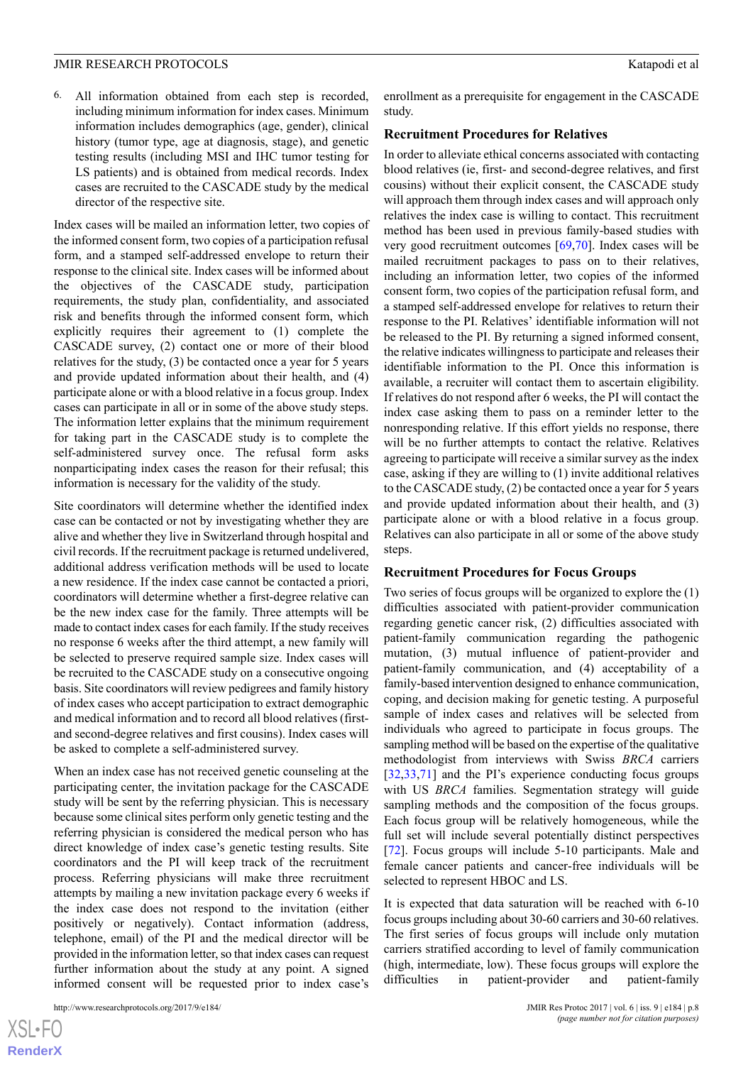6. All information obtained from each step is recorded, including minimum information for index cases. Minimum information includes demographics (age, gender), clinical history (tumor type, age at diagnosis, stage), and genetic testing results (including MSI and IHC tumor testing for LS patients) and is obtained from medical records. Index cases are recruited to the CASCADE study by the medical director of the respective site.

Index cases will be mailed an information letter, two copies of the informed consent form, two copies of a participation refusal form, and a stamped self-addressed envelope to return their response to the clinical site. Index cases will be informed about the objectives of the CASCADE study, participation requirements, the study plan, confidentiality, and associated risk and benefits through the informed consent form, which explicitly requires their agreement to (1) complete the CASCADE survey, (2) contact one or more of their blood relatives for the study, (3) be contacted once a year for 5 years and provide updated information about their health, and (4) participate alone or with a blood relative in a focus group. Index cases can participate in all or in some of the above study steps. The information letter explains that the minimum requirement for taking part in the CASCADE study is to complete the self-administered survey once. The refusal form asks nonparticipating index cases the reason for their refusal; this information is necessary for the validity of the study.

Site coordinators will determine whether the identified index case can be contacted or not by investigating whether they are alive and whether they live in Switzerland through hospital and civil records. If the recruitment package is returned undelivered, additional address verification methods will be used to locate a new residence. If the index case cannot be contacted a priori, coordinators will determine whether a first-degree relative can be the new index case for the family. Three attempts will be made to contact index cases for each family. If the study receives no response 6 weeks after the third attempt, a new family will be selected to preserve required sample size. Index cases will be recruited to the CASCADE study on a consecutive ongoing basis. Site coordinators will review pedigrees and family history of index cases who accept participation to extract demographic and medical information and to record all blood relatives (first- and second-degree relatives and first cousins). Index cases will be asked to complete a self-administered survey.

When an index case has not received genetic counseling at the participating center, the invitation package for the CASCADE study will be sent by the referring physician. This is necessary because some clinical sites perform only genetic testing and the referring physician is considered the medical person who has direct knowledge of index case's genetic testing results. Site coordinators and the PI will keep track of the recruitment process. Referring physicians will make three recruitment attempts by mailing a new invitation package every 6 weeks if the index case does not respond to the invitation (either positively or negatively). Contact information (address, telephone, email) of the PI and the medical director will be provided in the information letter, so that index cases can request further information about the study at any point. A signed informed consent will be requested prior to index case's enrollment as a prerequisite for engagement in the CASCADE study.

### Recruitment Procedures for Relatives

In order to alleviate ethical concerns associated with contacting blood relatives (ie, first- and second-degree relatives, and first cousins) without their explicit consent, the CASCADE study will approach them through index cases and will approach only relatives the index case is willing to contact. This recruitment method has been used in previous family-based studies with very good recruitment outcomes [69,70]. Index cases will be mailed recruitment packages to pass on to their relatives, including an information letter, two copies of the informed consent form, two copies of the participation refusal form, and a stamped self-addressed envelope for relatives to return their response to the PI. Relatives' identifiable information will not be released to the PI. By returning a signed informed consent, the relative indicates willingness to participate and releases their identifiable information to the PI. Once this information is available, a recruiter will contact them to ascertain eligibility. If relatives do not respond after 6 weeks, the PI will contact the index case asking them to pass on a reminder letter to the nonresponding relative. If this effort yields no response, there will be no further attempts to contact the relative. Relatives agreeing to participate will receive a similar survey as the index case, asking if they are willing to (1) invite additional relatives to the CASCADE study, (2) be contacted once a year for 5 years and provide updated information about their health, and (3) participate alone or with a blood relative in a focus group. Relatives can also participate in all or some of the above study steps.

### Recruitment Procedures for Focus Groups

Two series of focus groups will be organized to explore the (1) difficulties associated with patient-provider communication regarding genetic cancer risk, (2) difficulties associated with patient-family communication regarding the pathogenic mutation, (3) mutual influence of patient-provider and patient-family communication, and (4) acceptability of a family-based intervention designed to enhance communication, coping, and decision making for genetic testing. A purposeful sample of index cases and relatives will be selected from individuals who agreed to participate in focus groups. The sampling method will be based on the expertise of the qualitative methodologist from interviews with Swiss *BRCA* carriers [32,33,71] and the PI's experience conducting focus groups with US *BRCA* families. Segmentation strategy will guide sampling methods and the composition of the focus groups. Each focus group will be relatively homogeneous, while the full set will include several potentially distinct perspectives [72]. Focus groups will include 5-10 participants. Male and female cancer patients and cancer-free individuals will be selected to represent HBOC and LS.

It is expected that data saturation will be reached with 6-10 focus groups including about 30-60 carriers and 30-60 relatives. The first series of focus groups will include only mutation carriers stratified according to level of family communication (high, intermediate, low). These focus groups will explore the difficulties in patient-provider and patient-family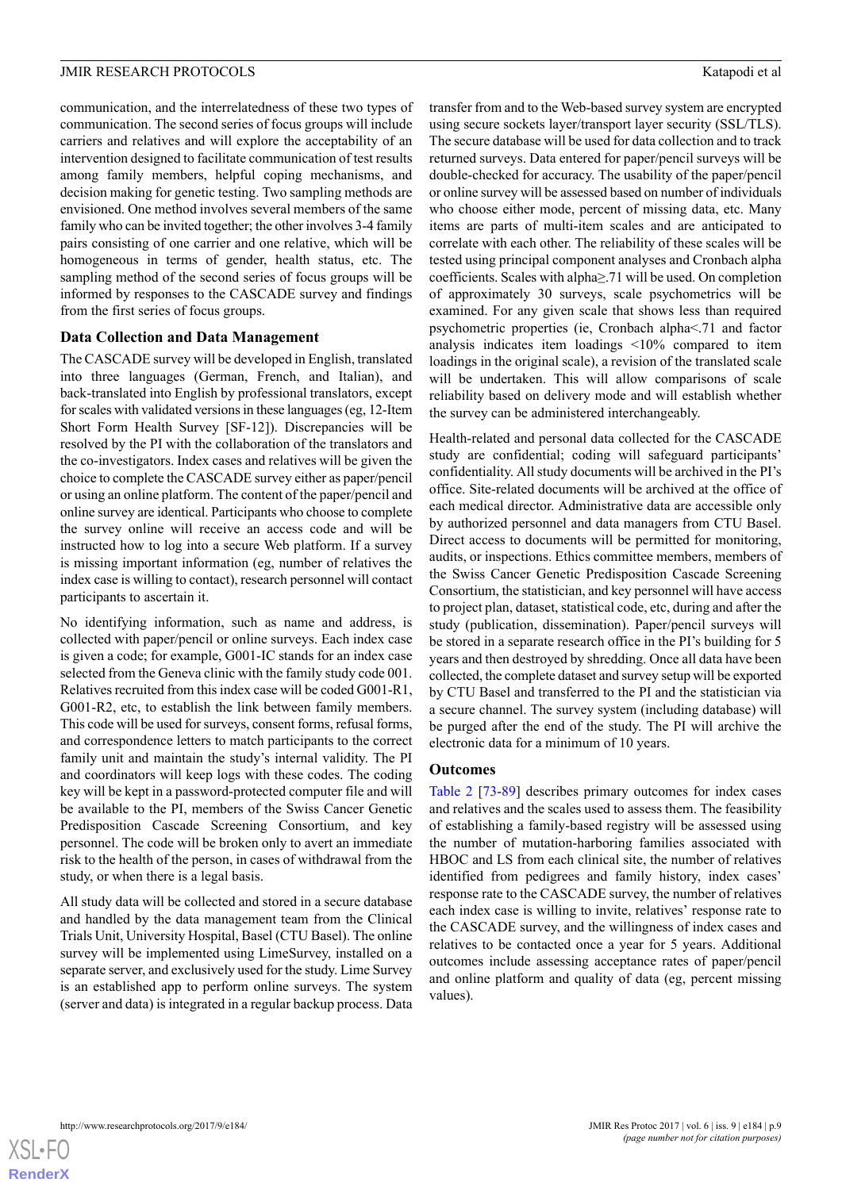communication, and the interrelatedness of these two types of communication. The second series of focus groups will include carriers and relatives and will explore the acceptability of an intervention designed to facilitate communication of test results among family members, helpful coping mechanisms, and decision making for genetic testing. Two sampling methods are envisioned. One method involves several members of the same family who can be invited together; the other involves 3-4 family pairs consisting of one carrier and one relative, which will be homogeneous in terms of gender, health status, etc. The sampling method of the second series of focus groups will be informed by responses to the CASCADE survey and findings from the first series of focus groups.

### Data Collection and Data Management

The CASCADE survey will be developed in English, translated into three languages (German, French, and Italian), and back-translated into English by professional translators, except for scales with validated versions in these languages (eg, 12-Item Short Form Health Survey [SF-12]). Discrepancies will be resolved by the PI with the collaboration of the translators and the co-investigators. Index cases and relatives will be given the choice to complete the CASCADE survey either as paper/pencil or using an online platform. The content of the paper/pencil and online survey are identical. Participants who choose to complete the survey online will receive an access code and will be instructed how to log into a secure Web platform. If a survey is missing important information (eg, number of relatives the index case is willing to contact), research personnel will contact participants to ascertain it.

No identifying information, such as name and address, is collected with paper/pencil or online surveys. Each index case is given a code; for example, G001-IC stands for an index case selected from the Geneva clinic with the family study code 001. Relatives recruited from this index case will be coded G001-R1, G001-R2, etc, to establish the link between family members. This code will be used for surveys, consent forms, refusal forms, and correspondence letters to match participants to the correct family unit and maintain the study's internal validity. The PI and coordinators will keep logs with these codes. The coding key will be kept in a password-protected computer file and will be available to the PI, members of the Swiss Cancer Genetic Predisposition Cascade Screening Consortium, and key personnel. The code will be broken only to avert an immediate risk to the health of the person, in cases of withdrawal from the study, or when there is a legal basis.

All study data will be collected and stored in a secure database and handled by the data management team from the Clinical Trials Unit, University Hospital, Basel (CTU Basel). The online survey will be implemented using LimeSurvey, installed on a separate server, and exclusively used for the study. Lime Survey is an established app to perform online surveys. The system (server and data) is integrated in a regular backup process. Data transfer from and to the Web-based survey system are encrypted using secure sockets layer/transport layer security (SSL/TLS). The secure database will be used for data collection and to track returned surveys. Data entered for paper/pencil surveys will be double-checked for accuracy. The usability of the paper/pencil or online survey will be assessed based on number of individuals who choose either mode, percent of missing data, etc. Many items are parts of multi-item scales and are anticipated to correlate with each other. The reliability of these scales will be tested using principal component analyses and Cronbach alpha coefficients. Scales with alpha≥.71 will be used. On completion of approximately 30 surveys, scale psychometrics will be examined. For any given scale that shows less than required psychometric properties (ie, Cronbach alpha<.71 and factor analysis indicates item loadings <10% compared to item loadings in the original scale), a revision of the translated scale will be undertaken. This will allow comparisons of scale reliability based on delivery mode and will establish whether the survey can be administered interchangeably.

Health-related and personal data collected for the CASCADE study are confidential; coding will safeguard participants' confidentiality. All study documents will be archived in the PI's office. Site-related documents will be archived at the office of each medical director. Administrative data are accessible only by authorized personnel and data managers from CTU Basel. Direct access to documents will be permitted for monitoring, audits, or inspections. Ethics committee members, members of the Swiss Cancer Genetic Predisposition Cascade Screening Consortium, the statistician, and key personnel will have access to project plan, dataset, statistical code, etc, during and after the study (publication, dissemination). Paper/pencil surveys will be stored in a separate research office in the PI's building for 5 years and then destroyed by shredding. Once all data have been collected, the complete dataset and survey setup will be exported by CTU Basel and transferred to the PI and the statistician via a secure channel. The survey system (including database) will be purged after the end of the study. The PI will archive the electronic data for a minimum of 10 years.

### Outcomes

Table 2 [73-89] describes primary outcomes for index cases and relatives and the scales used to assess them. The feasibility of establishing a family-based registry will be assessed using the number of mutation-harboring families associated with HBOC and LS from each clinical site, the number of relatives identified from pedigrees and family history, index cases' response rate to the CASCADE survey, the number of relatives each index case is willing to invite, relatives' response rate to the CASCADE survey, and the willingness of index cases and relatives to be contacted once a year for 5 years. Additional outcomes include assessing acceptance rates of paper/pencil and online platform and quality of data (eg, percent missing values).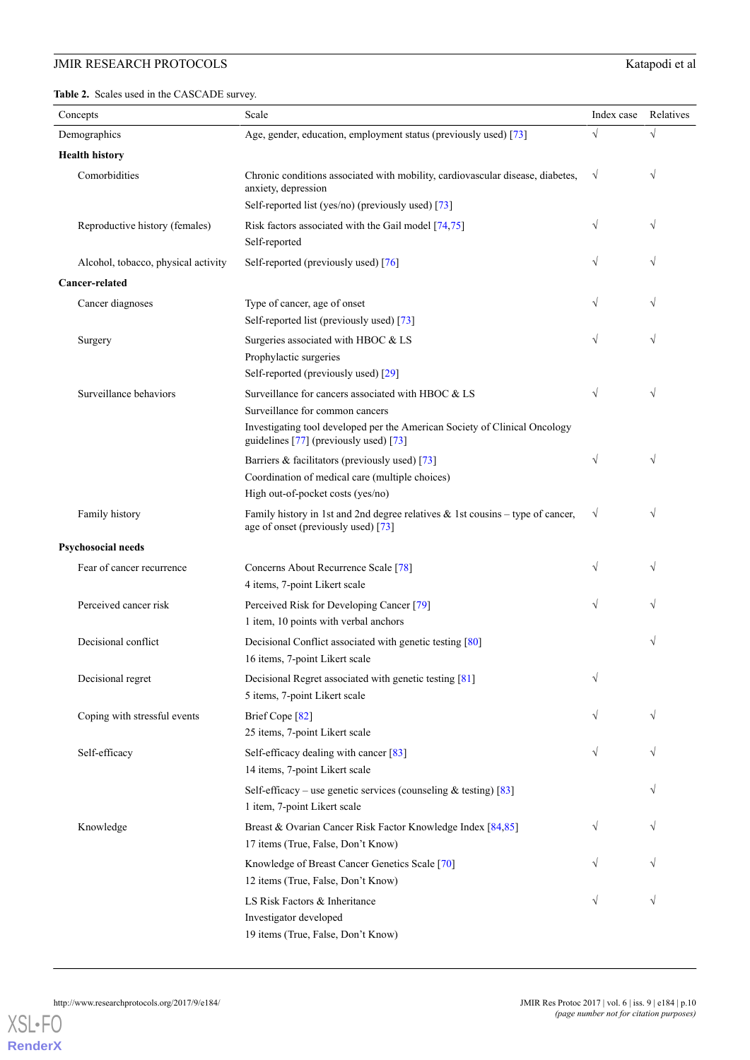**Table 2.** Scales used in the CASCADE survey.

| Concepts | Scale | Index case | Relatives |
|---|---|---|---|
| Demographics | Age, gender, education, employment status (previously used) [73] | √ | √ |
| **Health history** | | | |
| Comorbidities | Chronic conditions associated with mobility, cardiovascular disease, diabetes, anxiety, depression<br>Self-reported list (yes/no) (previously used) [73] | √ | √ |
| Reproductive history (females) | Risk factors associated with the Gail model [74,75]<br>Self-reported | √ | √ |
| Alcohol, tobacco, physical activity | Self-reported (previously used) [76] | √ | √ |
| **Cancer-related** | | | |
| Cancer diagnoses | Type of cancer, age of onset<br>Self-reported list (previously used) [73] | √ | √ |
| Surgery | Surgeries associated with HBOC & LS<br>Prophylactic surgeries<br>Self-reported (previously used) [29] | √ | √ |
| Surveillance behaviors | Surveillance for cancers associated with HBOC & LS<br>Surveillance for common cancers<br>Investigating tool developed per the American Society of Clinical Oncology guidelines [77] (previously used) [73] | √ | √ |
| | Barriers & facilitators (previously used) [73]<br>Coordination of medical care (multiple choices)<br>High out-of-pocket costs (yes/no) | √ | √ |
| Family history | Family history in 1st and 2nd degree relatives & 1st cousins – type of cancer, age of onset (previously used) [73] | √ | √ |
| **Psychosocial needs** | | | |
| Fear of cancer recurrence | Concerns About Recurrence Scale [78]<br>4 items, 7-point Likert scale | √ | √ |
| Perceived cancer risk | Perceived Risk for Developing Cancer [79]<br>1 item, 10 points with verbal anchors | √ | √ |
| Decisional conflict | Decisional Conflict associated with genetic testing [80]<br>16 items, 7-point Likert scale | | √ |
| Decisional regret | Decisional Regret associated with genetic testing [81]<br>5 items, 7-point Likert scale | √ | |
| Coping with stressful events | Brief Cope [82]<br>25 items, 7-point Likert scale | √ | √ |
| Self-efficacy | Self-efficacy dealing with cancer [83]<br>14 items, 7-point Likert scale | √ | √ |
| | Self-efficacy – use genetic services (counseling & testing) [83]<br>1 item, 7-point Likert scale | | √ |
| Knowledge | Breast & Ovarian Cancer Risk Factor Knowledge Index [84,85]<br>17 items (True, False, Don't Know) | √ | √ |
| | Knowledge of Breast Cancer Genetics Scale [70]<br>12 items (True, False, Don't Know) | √ | √ |
| | LS Risk Factors & Inheritance<br>Investigator developed<br>19 items (True, False, Don't Know) | √ | √ |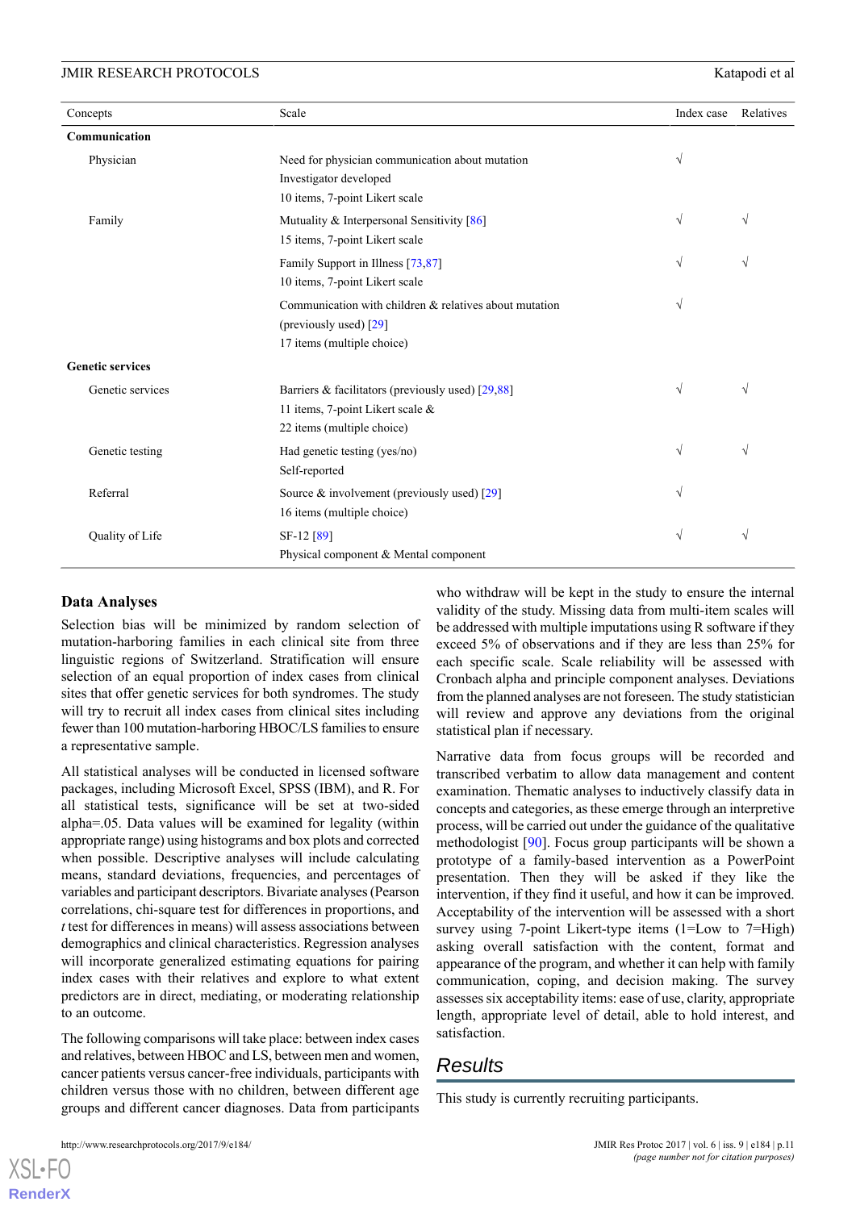| Concepts | Scale | Index case | Relatives |
|---|---|---|---|
| **Communication** | | | |
| Physician | Need for physician communication about mutation<br>Investigator developed<br>10 items, 7-point Likert scale | √ | |
| Family | Mutuality & Interpersonal Sensitivity [86]<br>15 items, 7-point Likert scale | √ | √ |
| | Family Support in Illness [73,87]<br>10 items, 7-point Likert scale | √ | √ |
| | Communication with children & relatives about mutation (previously used) [29]<br>17 items (multiple choice) | √ | |
| **Genetic services** | | | |
| Genetic services | Barriers & facilitators (previously used) [29,88]<br>11 items, 7-point Likert scale &<br>22 items (multiple choice) | √ | √ |
| Genetic testing | Had genetic testing (yes/no)<br>Self-reported | √ | √ |
| Referral | Source & involvement (previously used) [29]<br>16 items (multiple choice) | √ | |
| Quality of Life | SF-12 [89]<br>Physical component & Mental component | √ | √ |

## Data Analyses

Selection bias will be minimized by random selection of mutation-harboring families in each clinical site from three linguistic regions of Switzerland. Stratification will ensure selection of an equal proportion of index cases from clinical sites that offer genetic services for both syndromes. The study will try to recruit all index cases from clinical sites including fewer than 100 mutation-harboring HBOC/LS families to ensure a representative sample.

All statistical analyses will be conducted in licensed software packages, including Microsoft Excel, SPSS (IBM), and R. For all statistical tests, significance will be set at two-sided alpha=.05. Data values will be examined for legality (within appropriate range) using histograms and box plots and corrected when possible. Descriptive analyses will include calculating means, standard deviations, frequencies, and percentages of variables and participant descriptors. Bivariate analyses (Pearson correlations, chi-square test for differences in proportions, and *t* test for differences in means) will assess associations between demographics and clinical characteristics. Regression analyses will incorporate generalized estimating equations for pairing index cases with their relatives and explore to what extent predictors are in direct, mediating, or moderating relationship to an outcome.

The following comparisons will take place: between index cases and relatives, between HBOC and LS, between men and women, cancer patients versus cancer-free individuals, participants with children versus those with no children, between different age groups and different cancer diagnoses. Data from participants who withdraw will be kept in the study to ensure the internal validity of the study. Missing data from multi-item scales will be addressed with multiple imputations using R software if they exceed 5% of observations and if they are less than 25% for each specific scale. Scale reliability will be assessed with Cronbach alpha and principle component analyses. Deviations from the planned analyses are not foreseen. The study statistician will review and approve any deviations from the original statistical plan if necessary.

Narrative data from focus groups will be recorded and transcribed verbatim to allow data management and content examination. Thematic analyses to inductively classify data in concepts and categories, as these emerge through an interpretive process, will be carried out under the guidance of the qualitative methodologist [90]. Focus group participants will be shown a prototype of a family-based intervention as a PowerPoint presentation. Then they will be asked if they like the intervention, if they find it useful, and how it can be improved. Acceptability of the intervention will be assessed with a short survey using 7-point Likert-type items (1=Low to 7=High) asking overall satisfaction with the content, format and appearance of the program, and whether it can help with family communication, coping, and decision making. The survey assesses six acceptability items: ease of use, clarity, appropriate length, appropriate level of detail, able to hold interest, and satisfaction.

# Results

This study is currently recruiting participants.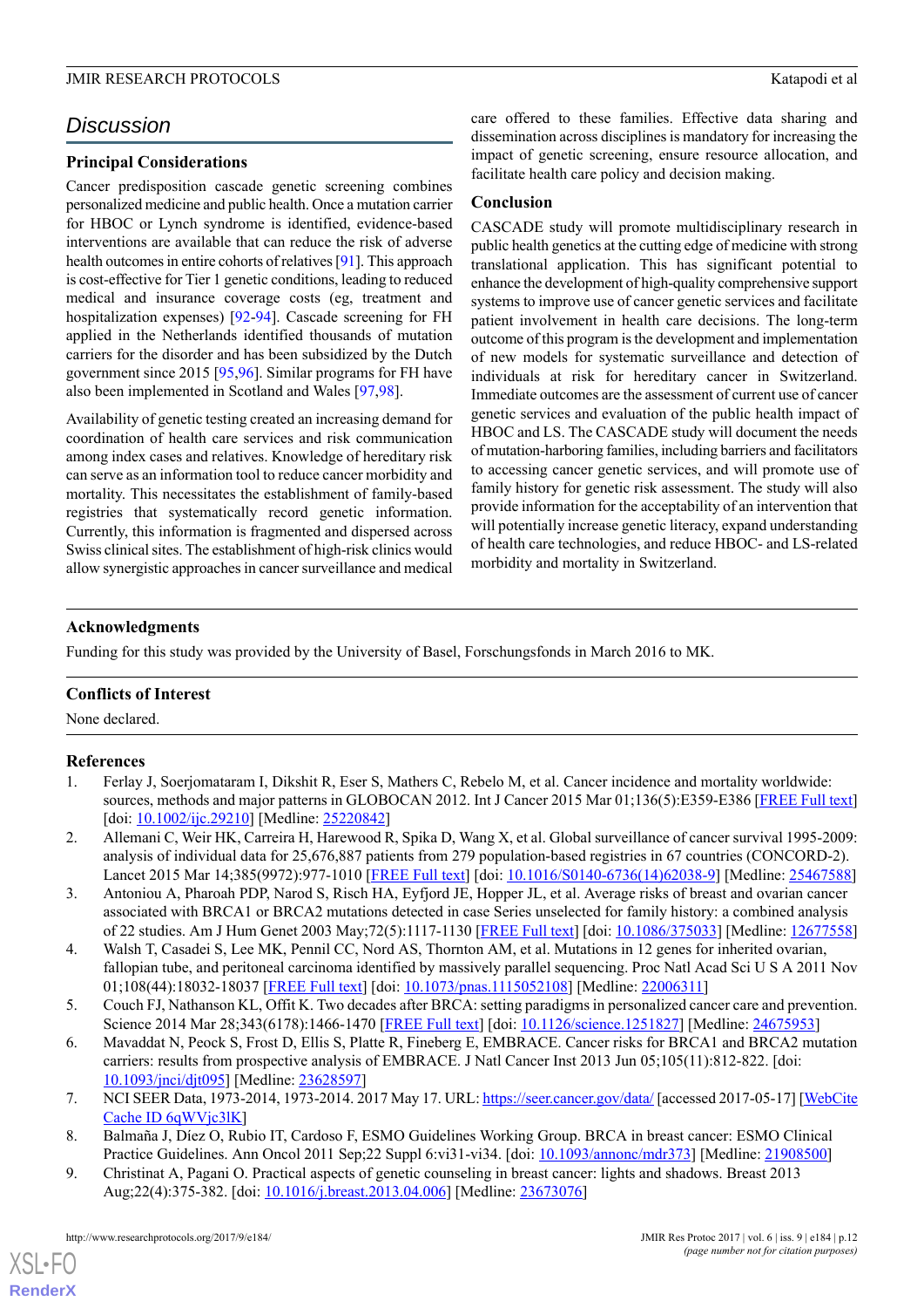## Discussion

### Principal Considerations

Cancer predisposition cascade genetic screening combines personalized medicine and public health. Once a mutation carrier for HBOC or Lynch syndrome is identified, evidence-based interventions are available that can reduce the risk of adverse health outcomes in entire cohorts of relatives [91]. This approach is cost-effective for Tier 1 genetic conditions, leading to reduced medical and insurance coverage costs (eg, treatment and hospitalization expenses) [92-94]. Cascade screening for FH applied in the Netherlands identified thousands of mutation carriers for the disorder and has been subsidized by the Dutch government since 2015 [95,96]. Similar programs for FH have also been implemented in Scotland and Wales [97,98].

Availability of genetic testing created an increasing demand for coordination of health care services and risk communication among index cases and relatives. Knowledge of hereditary risk can serve as an information tool to reduce cancer morbidity and mortality. This necessitates the establishment of family-based registries that systematically record genetic information. Currently, this information is fragmented and dispersed across Swiss clinical sites. The establishment of high-risk clinics would allow synergistic approaches in cancer surveillance and medical care offered to these families. Effective data sharing and dissemination across disciplines is mandatory for increasing the impact of genetic screening, ensure resource allocation, and facilitate health care policy and decision making.

### Conclusion

CASCADE study will promote multidisciplinary research in public health genetics at the cutting edge of medicine with strong translational application. This has significant potential to enhance the development of high-quality comprehensive support systems to improve use of cancer genetic services and facilitate patient involvement in health care decisions. The long-term outcome of this program is the development and implementation of new models for systematic surveillance and detection of individuals at risk for hereditary cancer in Switzerland. Immediate outcomes are the assessment of current use of cancer genetic services and evaluation of the public health impact of HBOC and LS. The CASCADE study will document the needs of mutation-harboring families, including barriers and facilitators to accessing cancer genetic services, and will promote use of family history for genetic risk assessment. The study will also provide information for the acceptability of an intervention that will potentially increase genetic literacy, expand understanding of health care technologies, and reduce HBOC- and LS-related morbidity and mortality in Switzerland.

### Acknowledgments

Funding for this study was provided by the University of Basel, Forschungsfonds in March 2016 to MK.

### Conflicts of Interest

None declared.

### References

1. Ferlay J, Soerjomataram I, Dikshit R, Eser S, Mathers C, Rebelo M, et al. Cancer incidence and mortality worldwide: sources, methods and major patterns in GLOBOCAN 2012. Int J Cancer 2015 Mar 01;136(5):E359-E386 [FREE Full text] [doi: 10.1002/ijc.29210] [Medline: 25220842]
2. Allemani C, Weir HK, Carreira H, Harewood R, Spika D, Wang X, et al. Global surveillance of cancer survival 1995-2009: analysis of individual data for 25,676,887 patients from 279 population-based registries in 67 countries (CONCORD-2). Lancet 2015 Mar 14;385(9972):977-1010 [FREE Full text] [doi: 10.1016/S0140-6736(14)62038-9] [Medline: 25467588]
3. Antoniou A, Pharoah PDP, Narod S, Risch HA, Eyfjord JE, Hopper JL, et al. Average risks of breast and ovarian cancer associated with BRCA1 or BRCA2 mutations detected in case Series unselected for family history: a combined analysis of 22 studies. Am J Hum Genet 2003 May;72(5):1117-1130 [FREE Full text] [doi: 10.1086/375033] [Medline: 12677558]
4. Walsh T, Casadei S, Lee MK, Pennil CC, Nord AS, Thornton AM, et al. Mutations in 12 genes for inherited ovarian, fallopian tube, and peritoneal carcinoma identified by massively parallel sequencing. Proc Natl Acad Sci U S A 2011 Nov 01;108(44):18032-18037 [FREE Full text] [doi: 10.1073/pnas.1115052108] [Medline: 22006311]
5. Couch FJ, Nathanson KL, Offit K. Two decades after BRCA: setting paradigms in personalized cancer care and prevention. Science 2014 Mar 28;343(6178):1466-1470 [FREE Full text] [doi: 10.1126/science.1251827] [Medline: 24675953]
6. Mavaddat N, Peock S, Frost D, Ellis S, Platte R, Fineberg E, EMBRACE. Cancer risks for BRCA1 and BRCA2 mutation carriers: results from prospective analysis of EMBRACE. J Natl Cancer Inst 2013 Jun 05;105(11):812-822. [doi: 10.1093/jnci/djt095] [Medline: 23628597]
7. NCI SEER Data, 1973-2014, 1973-2014. 2017 May 17. URL: https://seer.cancer.gov/data/ [accessed 2017-05-17] [WebCite Cache ID 6qWVjc3lK]
8. Balmaña J, Díez O, Rubio IT, Cardoso F, ESMO Guidelines Working Group. BRCA in breast cancer: ESMO Clinical Practice Guidelines. Ann Oncol 2011 Sep;22 Suppl 6:vi31-vi34. [doi: 10.1093/annonc/mdr373] [Medline: 21908500]
9. Christinat A, Pagani O. Practical aspects of genetic counseling in breast cancer: lights and shadows. Breast 2013 Aug;22(4):375-382. [doi: 10.1016/j.breast.2013.04.006] [Medline: 23673076]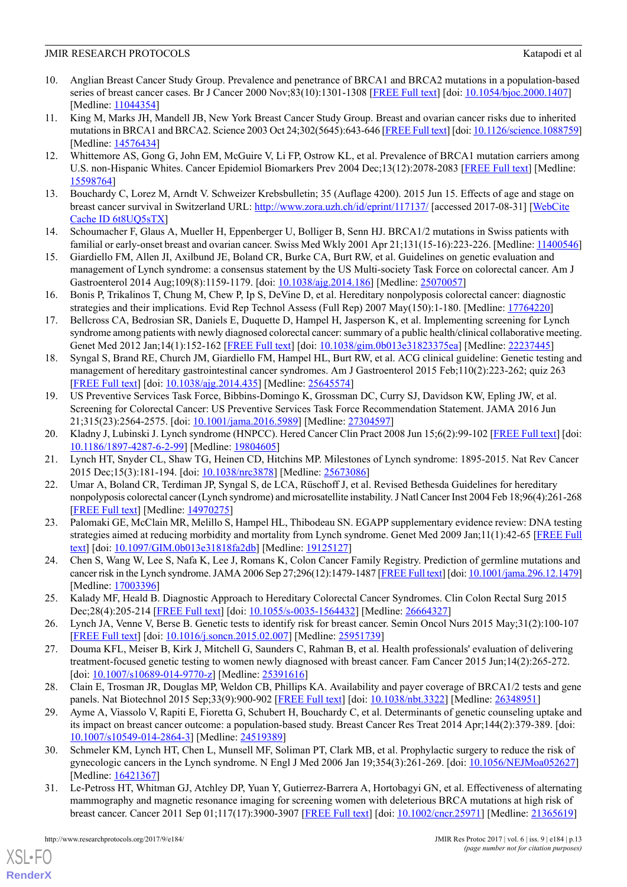10. Anglian Breast Cancer Study Group. Prevalence and penetrance of BRCA1 and BRCA2 mutations in a population-based series of breast cancer cases. Br J Cancer 2000 Nov;83(10):1301-1308 [FREE Full text] [doi: 10.1054/bjoc.2000.1407] [Medline: 11044354]
11. King M, Marks JH, Mandell JB, New York Breast Cancer Study Group. Breast and ovarian cancer risks due to inherited mutations in BRCA1 and BRCA2. Science 2003 Oct 24;302(5645):643-646 [FREE Full text] [doi: 10.1126/science.1088759] [Medline: 14576434]
12. Whittemore AS, Gong G, John EM, McGuire V, Li FP, Ostrow KL, et al. Prevalence of BRCA1 mutation carriers among U.S. non-Hispanic Whites. Cancer Epidemiol Biomarkers Prev 2004 Dec;13(12):2078-2083 [FREE Full text] [Medline: 15598764]
13. Bouchardy C, Lorez M, Arndt V. Schweizer Krebsbulletin; 35 (Auflage 4200). 2015 Jun 15. Effects of age and stage on breast cancer survival in Switzerland URL: http://www.zora.uzh.ch/id/eprint/117137/ [accessed 2017-08-31] [WebCite Cache ID 6t8UQ5sTX]
14. Schoumacher F, Glaus A, Mueller H, Eppenberger U, Bolliger B, Senn HJ. BRCA1/2 mutations in Swiss patients with familial or early-onset breast and ovarian cancer. Swiss Med Wkly 2001 Apr 21;131(15-16):223-226. [Medline: 11400546]
15. Giardiello FM, Allen JI, Axilbund JE, Boland CR, Burke CA, Burt RW, et al. Guidelines on genetic evaluation and management of Lynch syndrome: a consensus statement by the US Multi-society Task Force on colorectal cancer. Am J Gastroenterol 2014 Aug;109(8):1159-1179. [doi: 10.1038/ajg.2014.186] [Medline: 25070057]
16. Bonis P, Trikalinos T, Chung M, Chew P, Ip S, DeVine D, et al. Hereditary nonpolyposis colorectal cancer: diagnostic strategies and their implications. Evid Rep Technol Assess (Full Rep) 2007 May(150):1-180. [Medline: 17764220]
17. Bellcross CA, Bedrosian SR, Daniels E, Duquette D, Hampel H, Jasperson K, et al. Implementing screening for Lynch syndrome among patients with newly diagnosed colorectal cancer: summary of a public health/clinical collaborative meeting. Genet Med 2012 Jan;14(1):152-162 [FREE Full text] [doi: 10.1038/gim.0b013e31823375ea] [Medline: 22237445]
18. Syngal S, Brand RE, Church JM, Giardiello FM, Hampel HL, Burt RW, et al. ACG clinical guideline: Genetic testing and management of hereditary gastrointestinal cancer syndromes. Am J Gastroenterol 2015 Feb;110(2):223-262; quiz 263 [FREE Full text] [doi: 10.1038/ajg.2014.435] [Medline: 25645574]
19. US Preventive Services Task Force, Bibbins-Domingo K, Grossman DC, Curry SJ, Davidson KW, Epling JW, et al. Screening for Colorectal Cancer: US Preventive Services Task Force Recommendation Statement. JAMA 2016 Jun 21;315(23):2564-2575. [doi: 10.1001/jama.2016.5989] [Medline: 27304597]
20. Kladny J, Lubinski J. Lynch syndrome (HNPCC). Hered Cancer Clin Pract 2008 Jun 15;6(2):99-102 [FREE Full text] [doi: 10.1186/1897-4287-6-2-99] [Medline: 19804605]
21. Lynch HT, Snyder CL, Shaw TG, Heinen CD, Hitchins MP. Milestones of Lynch syndrome: 1895-2015. Nat Rev Cancer 2015 Dec;15(3):181-194. [doi: 10.1038/nrc3878] [Medline: 25673086]
22. Umar A, Boland CR, Terdiman JP, Syngal S, de LCA, Rüschoff J, et al. Revised Bethesda Guidelines for hereditary nonpolyposis colorectal cancer (Lynch syndrome) and microsatellite instability. J Natl Cancer Inst 2004 Feb 18;96(4):261-268 [FREE Full text] [Medline: 14970275]
23. Palomaki GE, McClain MR, Melillo S, Hampel HL, Thibodeau SN. EGAPP supplementary evidence review: DNA testing strategies aimed at reducing morbidity and mortality from Lynch syndrome. Genet Med 2009 Jan;11(1):42-65 [FREE Full text] [doi: 10.1097/GIM.0b013e31818fa2db] [Medline: 19125127]
24. Chen S, Wang W, Lee S, Nafa K, Lee J, Romans K, Colon Cancer Family Registry. Prediction of germline mutations and cancer risk in the Lynch syndrome. JAMA 2006 Sep 27;296(12):1479-1487 [FREE Full text] [doi: 10.1001/jama.296.12.1479] [Medline: 17003396]
25. Kalady MF, Heald B. Diagnostic Approach to Hereditary Colorectal Cancer Syndromes. Clin Colon Rectal Surg 2015 Dec;28(4):205-214 [FREE Full text] [doi: 10.1055/s-0035-1564432] [Medline: 26664327]
26. Lynch JA, Venne V, Berse B. Genetic tests to identify risk for breast cancer. Semin Oncol Nurs 2015 May;31(2):100-107 [FREE Full text] [doi: 10.1016/j.soncn.2015.02.007] [Medline: 25951739]
27. Douma KFL, Meiser B, Kirk J, Mitchell G, Saunders C, Rahman B, et al. Health professionals' evaluation of delivering treatment-focused genetic testing to women newly diagnosed with breast cancer. Fam Cancer 2015 Jun;14(2):265-272. [doi: 10.1007/s10689-014-9770-z] [Medline: 25391616]
28. Clain E, Trosman JR, Douglas MP, Weldon CB, Phillips KA. Availability and payer coverage of BRCA1/2 tests and gene panels. Nat Biotechnol 2015 Sep;33(9):900-902 [FREE Full text] [doi: 10.1038/nbt.3322] [Medline: 26348951]
29. Ayme A, Viassolo V, Rapiti E, Fioretta G, Schubert H, Bouchardy C, et al. Determinants of genetic counseling uptake and its impact on breast cancer outcome: a population-based study. Breast Cancer Res Treat 2014 Apr;144(2):379-389. [doi: 10.1007/s10549-014-2864-3] [Medline: 24519389]
30. Schmeler KM, Lynch HT, Chen L, Munsell MF, Soliman PT, Clark MB, et al. Prophylactic surgery to reduce the risk of gynecologic cancers in the Lynch syndrome. N Engl J Med 2006 Jan 19;354(3):261-269. [doi: 10.1056/NEJMoa052627] [Medline: 16421367]
31. Le-Petross HT, Whitman GJ, Atchley DP, Yuan Y, Gutierrez-Barrera A, Hortobagyi GN, et al. Effectiveness of alternating mammography and magnetic resonance imaging for screening women with deleterious BRCA mutations at high risk of breast cancer. Cancer 2011 Sep 01;117(17):3900-3907 [FREE Full text] [doi: 10.1002/cncr.25971] [Medline: 21365619]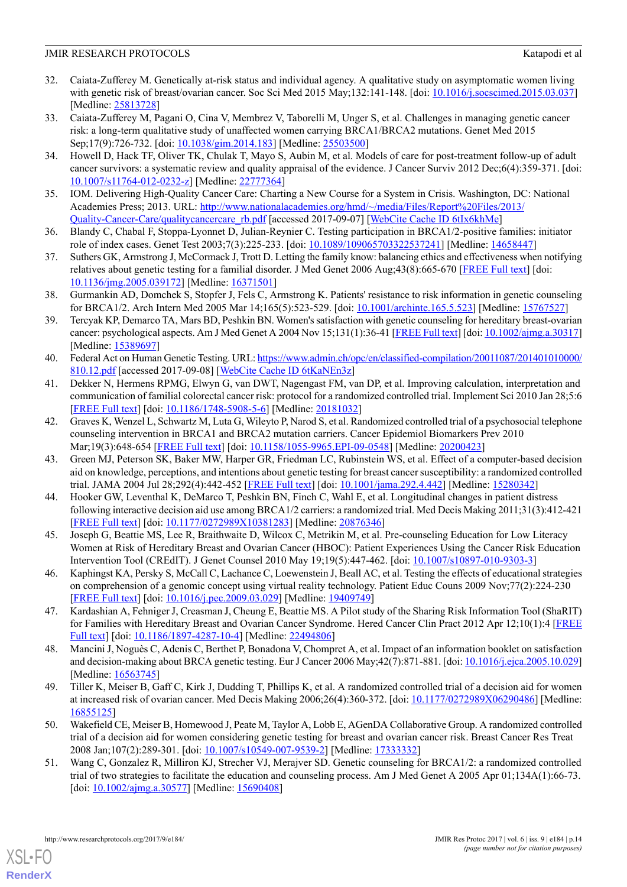32. Caiata-Zufferey M. Genetically at-risk status and individual agency. A qualitative study on asymptomatic women living with genetic risk of breast/ovarian cancer. Soc Sci Med 2015 May;132:141-148. [doi: 10.1016/j.socscimed.2015.03.037] [Medline: 25813728]
33. Caiata-Zufferey M, Pagani O, Cina V, Membrez V, Taborelli M, Unger S, et al. Challenges in managing genetic cancer risk: a long-term qualitative study of unaffected women carrying BRCA1/BRCA2 mutations. Genet Med 2015 Sep;17(9):726-732. [doi: 10.1038/gim.2014.183] [Medline: 25503500]
34. Howell D, Hack TF, Oliver TK, Chulak T, Mayo S, Aubin M, et al. Models of care for post-treatment follow-up of adult cancer survivors: a systematic review and quality appraisal of the evidence. J Cancer Surviv 2012 Dec;6(4):359-371. [doi: 10.1007/s11764-012-0232-z] [Medline: 22777364]
35. IOM. Delivering High-Quality Cancer Care: Charting a New Course for a System in Crisis. Washington, DC: National Academies Press; 2013. URL: http://www.nationalacademies.org/hmd/~/media/Files/Report%20Files/2013/Quality-Cancer-Care/qualitycancercare_rb.pdf [accessed 2017-09-07] [WebCite Cache ID 6tIx6khMe]
36. Blandy C, Chabal F, Stoppa-Lyonnet D, Julian-Reynier C. Testing participation in BRCA1/2-positive families: initiator role of index cases. Genet Test 2003;7(3):225-233. [doi: 10.1089/109065703322537241] [Medline: 14658447]
37. Suthers GK, Armstrong J, McCormack J, Trott D. Letting the family know: balancing ethics and effectiveness when notifying relatives about genetic testing for a familial disorder. J Med Genet 2006 Aug;43(8):665-670 [FREE Full text] [doi: 10.1136/jmg.2005.039172] [Medline: 16371501]
38. Gurmankin AD, Domchek S, Stopfer J, Fels C, Armstrong K. Patients' resistance to risk information in genetic counseling for BRCA1/2. Arch Intern Med 2005 Mar 14;165(5):523-529. [doi: 10.1001/archinte.165.5.523] [Medline: 15767527]
39. Tercyak KP, Demarco TA, Mars BD, Peshkin BN. Women's satisfaction with genetic counseling for hereditary breast-ovarian cancer: psychological aspects. Am J Med Genet A 2004 Nov 15;131(1):36-41 [FREE Full text] [doi: 10.1002/ajmg.a.30317] [Medline: 15389697]
40. Federal Act on Human Genetic Testing. URL: https://www.admin.ch/opc/en/classified-compilation/20011087/201401010000/810.12.pdf [accessed 2017-09-08] [WebCite Cache ID 6tKaNEn3z]
41. Dekker N, Hermens RPMG, Elwyn G, van DWT, Nagengast FM, van DP, et al. Improving calculation, interpretation and communication of familial colorectal cancer risk: protocol for a randomized controlled trial. Implement Sci 2010 Jan 28;5:6 [FREE Full text] [doi: 10.1186/1748-5908-5-6] [Medline: 20181032]
42. Graves K, Wenzel L, Schwartz M, Luta G, Wileyto P, Narod S, et al. Randomized controlled trial of a psychosocial telephone counseling intervention in BRCA1 and BRCA2 mutation carriers. Cancer Epidemiol Biomarkers Prev 2010 Mar;19(3):648-654 [FREE Full text] [doi: 10.1158/1055-9965.EPI-09-0548] [Medline: 20200423]
43. Green MJ, Peterson SK, Baker MW, Harper GR, Friedman LC, Rubinstein WS, et al. Effect of a computer-based decision aid on knowledge, perceptions, and intentions about genetic testing for breast cancer susceptibility: a randomized controlled trial. JAMA 2004 Jul 28;292(4):442-452 [FREE Full text] [doi: 10.1001/jama.292.4.442] [Medline: 15280342]
44. Hooker GW, Leventhal K, DeMarco T, Peshkin BN, Finch C, Wahl E, et al. Longitudinal changes in patient distress following interactive decision aid use among BRCA1/2 carriers: a randomized trial. Med Decis Making 2011;31(3):412-421 [FREE Full text] [doi: 10.1177/0272989X10381283] [Medline: 20876346]
45. Joseph G, Beattie MS, Lee R, Braithwaite D, Wilcox C, Metrikin M, et al. Pre-counseling Education for Low Literacy Women at Risk of Hereditary Breast and Ovarian Cancer (HBOC): Patient Experiences Using the Cancer Risk Education Intervention Tool (CREdIT). J Genet Counsel 2010 May 19;19(5):447-462. [doi: 10.1007/s10897-010-9303-3]
46. Kaphingst KA, Persky S, McCall C, Lachance C, Loewenstein J, Beall AC, et al. Testing the effects of educational strategies on comprehension of a genomic concept using virtual reality technology. Patient Educ Couns 2009 Nov;77(2):224-230 [FREE Full text] [doi: 10.1016/j.pec.2009.03.029] [Medline: 19409749]
47. Kardashian A, Fehniger J, Creasman J, Cheung E, Beattie MS. A Pilot study of the Sharing Risk Information Tool (ShaRIT) for Families with Hereditary Breast and Ovarian Cancer Syndrome. Hered Cancer Clin Pract 2012 Apr 12;10(1):4 [FREE Full text] [doi: 10.1186/1897-4287-10-4] [Medline: 22494806]
48. Mancini J, Noguès C, Adenis C, Berthet P, Bonadona V, Chompret A, et al. Impact of an information booklet on satisfaction and decision-making about BRCA genetic testing. Eur J Cancer 2006 May;42(7):871-881. [doi: 10.1016/j.ejca.2005.10.029] [Medline: 16563745]
49. Tiller K, Meiser B, Gaff C, Kirk J, Dudding T, Phillips K, et al. A randomized controlled trial of a decision aid for women at increased risk of ovarian cancer. Med Decis Making 2006;26(4):360-372. [doi: 10.1177/0272989X06290486] [Medline: 16855125]
50. Wakefield CE, Meiser B, Homewood J, Peate M, Taylor A, Lobb E, AGenDA Collaborative Group. A randomized controlled trial of a decision aid for women considering genetic testing for breast and ovarian cancer risk. Breast Cancer Res Treat 2008 Jan;107(2):289-301. [doi: 10.1007/s10549-007-9539-2] [Medline: 17333332]
51. Wang C, Gonzalez R, Milliron KJ, Strecher VJ, Merajver SD. Genetic counseling for BRCA1/2: a randomized controlled trial of two strategies to facilitate the education and counseling process. Am J Med Genet A 2005 Apr 01;134A(1):66-73. [doi: 10.1002/ajmg.a.30577] [Medline: 15690408]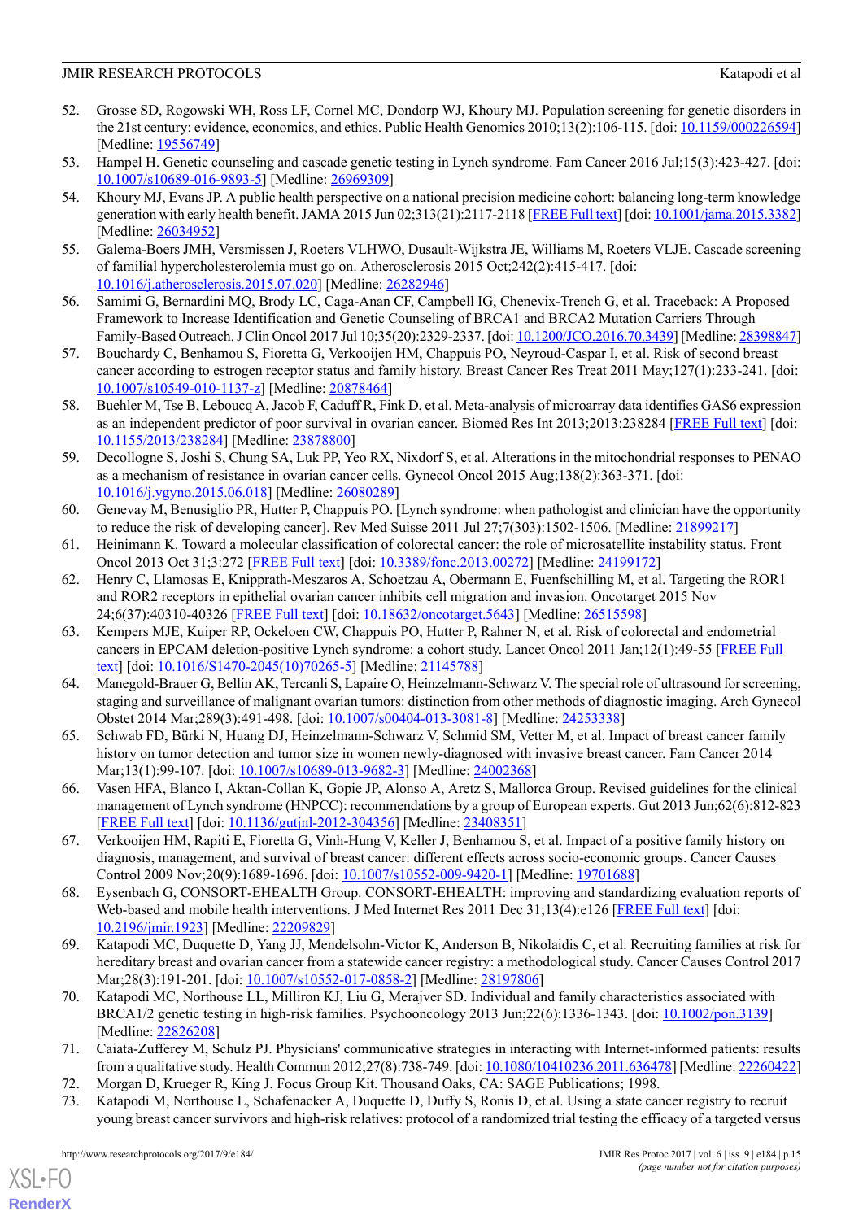52. Grosse SD, Rogowski WH, Ross LF, Cornel MC, Dondorp WJ, Khoury MJ. Population screening for genetic disorders in the 21st century: evidence, economics, and ethics. Public Health Genomics 2010;13(2):106-115. [doi: 10.1159/000226594] [Medline: 19556749]
53. Hampel H. Genetic counseling and cascade genetic testing in Lynch syndrome. Fam Cancer 2016 Jul;15(3):423-427. [doi: 10.1007/s10689-016-9893-5] [Medline: 26969309]
54. Khoury MJ, Evans JP. A public health perspective on a national precision medicine cohort: balancing long-term knowledge generation with early health benefit. JAMA 2015 Jun 02;313(21):2117-2118 [FREE Full text] [doi: 10.1001/jama.2015.3382] [Medline: 26034952]
55. Galema-Boers JMH, Versmissen J, Roeters VLHWO, Dusault-Wijkstra JE, Williams M, Roeters VLJE. Cascade screening of familial hypercholesterolemia must go on. Atherosclerosis 2015 Oct;242(2):415-417. [doi: 10.1016/j.atherosclerosis.2015.07.020] [Medline: 26282946]
56. Samimi G, Bernardini MQ, Brody LC, Caga-Anan CF, Campbell IG, Chenevix-Trench G, et al. Traceback: A Proposed Framework to Increase Identification and Genetic Counseling of BRCA1 and BRCA2 Mutation Carriers Through Family-Based Outreach. J Clin Oncol 2017 Jul 10;35(20):2329-2337. [doi: 10.1200/JCO.2016.70.3439] [Medline: 28398847]
57. Bouchardy C, Benhamou S, Fioretta G, Verkooijen HM, Chappuis PO, Neyroud-Caspar I, et al. Risk of second breast cancer according to estrogen receptor status and family history. Breast Cancer Res Treat 2011 May;127(1):233-241. [doi: 10.1007/s10549-010-1137-z] [Medline: 20878464]
58. Buehler M, Tse B, Leboucq A, Jacob F, Caduff R, Fink D, et al. Meta-analysis of microarray data identifies GAS6 expression as an independent predictor of poor survival in ovarian cancer. Biomed Res Int 2013;2013:238284 [FREE Full text] [doi: 10.1155/2013/238284] [Medline: 23878800]
59. Decollogne S, Joshi S, Chung SA, Luk PP, Yeo RX, Nixdorf S, et al. Alterations in the mitochondrial responses to PENAO as a mechanism of resistance in ovarian cancer cells. Gynecol Oncol 2015 Aug;138(2):363-371. [doi: 10.1016/j.ygyno.2015.06.018] [Medline: 26080289]
60. Genevay M, Benusiglio PR, Hutter P, Chappuis PO. [Lynch syndrome: when pathologist and clinician have the opportunity to reduce the risk of developing cancer]. Rev Med Suisse 2011 Jul 27;7(303):1502-1506. [Medline: 21899217]
61. Heinimann K. Toward a molecular classification of colorectal cancer: the role of microsatellite instability status. Front Oncol 2013 Oct 31;3:272 [FREE Full text] [doi: 10.3389/fonc.2013.00272] [Medline: 24199172]
62. Henry C, Llamosas E, Knipprath-Meszaros A, Schoetzau A, Obermann E, Fuenfschilling M, et al. Targeting the ROR1 and ROR2 receptors in epithelial ovarian cancer inhibits cell migration and invasion. Oncotarget 2015 Nov 24;6(37):40310-40326 [FREE Full text] [doi: 10.18632/oncotarget.5643] [Medline: 26515598]
63. Kempers MJE, Kuiper RP, Ockeloen CW, Chappuis PO, Hutter P, Rahner N, et al. Risk of colorectal and endometrial cancers in EPCAM deletion-positive Lynch syndrome: a cohort study. Lancet Oncol 2011 Jan;12(1):49-55 [FREE Full text] [doi: 10.1016/S1470-2045(10)70265-5] [Medline: 21145788]
64. Manegold-Brauer G, Bellin AK, Tercanli S, Lapaire O, Heinzelmann-Schwarz V. The special role of ultrasound for screening, staging and surveillance of malignant ovarian tumors: distinction from other methods of diagnostic imaging. Arch Gynecol Obstet 2014 Mar;289(3):491-498. [doi: 10.1007/s00404-013-3081-8] [Medline: 24253338]
65. Schwab FD, Bürki N, Huang DJ, Heinzelmann-Schwarz V, Schmid SM, Vetter M, et al. Impact of breast cancer family history on tumor detection and tumor size in women newly-diagnosed with invasive breast cancer. Fam Cancer 2014 Mar;13(1):99-107. [doi: 10.1007/s10689-013-9682-3] [Medline: 24002368]
66. Vasen HFA, Blanco I, Aktan-Collan K, Gopie JP, Alonso A, Aretz S, Mallorca Group. Revised guidelines for the clinical management of Lynch syndrome (HNPCC): recommendations by a group of European experts. Gut 2013 Jun;62(6):812-823 [FREE Full text] [doi: 10.1136/gutjnl-2012-304356] [Medline: 23408351]
67. Verkooijen HM, Rapiti E, Fioretta G, Vinh-Hung V, Keller J, Benhamou S, et al. Impact of a positive family history on diagnosis, management, and survival of breast cancer: different effects across socio-economic groups. Cancer Causes Control 2009 Nov;20(9):1689-1696. [doi: 10.1007/s10552-009-9420-1] [Medline: 19701688]
68. Eysenbach G, CONSORT-EHEALTH Group. CONSORT-EHEALTH: improving and standardizing evaluation reports of Web-based and mobile health interventions. J Med Internet Res 2011 Dec 31;13(4):e126 [FREE Full text] [doi: 10.2196/jmir.1923] [Medline: 22209829]
69. Katapodi MC, Duquette D, Yang JJ, Mendelsohn-Victor K, Anderson B, Nikolaidis C, et al. Recruiting families at risk for hereditary breast and ovarian cancer from a statewide cancer registry: a methodological study. Cancer Causes Control 2017 Mar;28(3):191-201. [doi: 10.1007/s10552-017-0858-2] [Medline: 28197806]
70. Katapodi MC, Northouse LL, Milliron KJ, Liu G, Merajver SD. Individual and family characteristics associated with BRCA1/2 genetic testing in high-risk families. Psychooncology 2013 Jun;22(6):1336-1343. [doi: 10.1002/pon.3139] [Medline: 22826208]
71. Caiata-Zufferey M, Schulz PJ. Physicians' communicative strategies in interacting with Internet-informed patients: results from a qualitative study. Health Commun 2012;27(8):738-749. [doi: 10.1080/10410236.2011.636478] [Medline: 22260422]
72. Morgan D, Krueger R, King J. Focus Group Kit. Thousand Oaks, CA: SAGE Publications; 1998.
73. Katapodi M, Northouse L, Schafenacker A, Duquette D, Duffy S, Ronis D, et al. Using a state cancer registry to recruit young breast cancer survivors and high-risk relatives: protocol of a randomized trial testing the efficacy of a targeted versus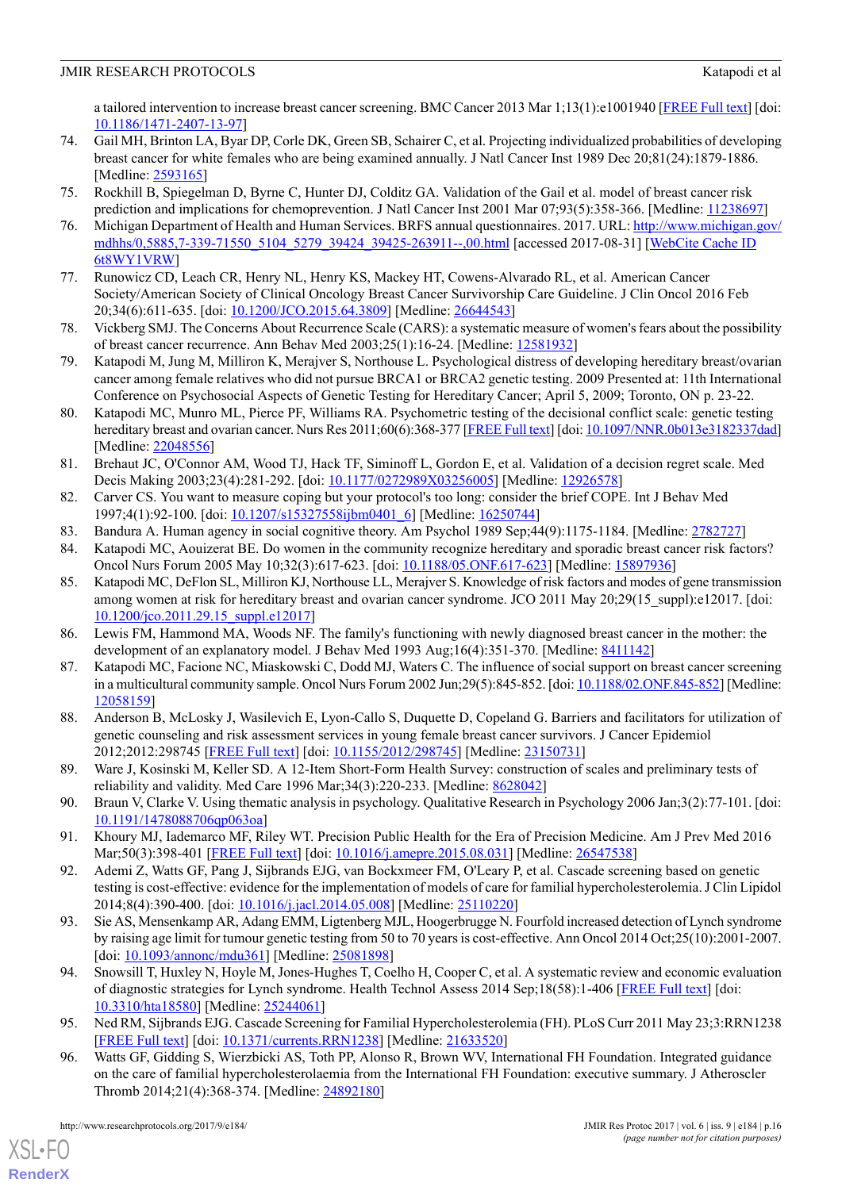a tailored intervention to increase breast cancer screening. BMC Cancer 2013 Mar 1;13(1):e1001940 [FREE Full text] [doi: 10.1186/1471-2407-13-97]

74. Gail MH, Brinton LA, Byar DP, Corle DK, Green SB, Schairer C, et al. Projecting individualized probabilities of developing breast cancer for white females who are being examined annually. J Natl Cancer Inst 1989 Dec 20;81(24):1879-1886. [Medline: 2593165]
75. Rockhill B, Spiegelman D, Byrne C, Hunter DJ, Colditz GA. Validation of the Gail et al. model of breast cancer risk prediction and implications for chemoprevention. J Natl Cancer Inst 2001 Mar 07;93(5):358-366. [Medline: 11238697]
76. Michigan Department of Health and Human Services. BRFS annual questionnaires. 2017. URL: http://www.michigan.gov/mdhhs/0,5885,7-339-71550_5104_5279_39424_39425-263911--,00.html [accessed 2017-08-31] [WebCite Cache ID 6t8WY1VRW]
77. Runowicz CD, Leach CR, Henry NL, Henry KS, Mackey HT, Cowens-Alvarado RL, et al. American Cancer Society/American Society of Clinical Oncology Breast Cancer Survivorship Care Guideline. J Clin Oncol 2016 Feb 20;34(6):611-635. [doi: 10.1200/JCO.2015.64.3809] [Medline: 26644543]
78. Vickberg SMJ. The Concerns About Recurrence Scale (CARS): a systematic measure of women's fears about the possibility of breast cancer recurrence. Ann Behav Med 2003;25(1):16-24. [Medline: 12581932]
79. Katapodi M, Jung M, Milliron K, Merajver S, Northouse L. Psychological distress of developing hereditary breast/ovarian cancer among female relatives who did not pursue BRCA1 or BRCA2 genetic testing. 2009 Presented at: 11th International Conference on Psychosocial Aspects of Genetic Testing for Hereditary Cancer; April 5, 2009; Toronto, ON p. 23-22.
80. Katapodi MC, Munro ML, Pierce PF, Williams RA. Psychometric testing of the decisional conflict scale: genetic testing hereditary breast and ovarian cancer. Nurs Res 2011;60(6):368-377 [FREE Full text] [doi: 10.1097/NNR.0b013e3182337dad] [Medline: 22048556]
81. Brehaut JC, O'Connor AM, Wood TJ, Hack TF, Siminoff L, Gordon E, et al. Validation of a decision regret scale. Med Decis Making 2003;23(4):281-292. [doi: 10.1177/0272989X03256005] [Medline: 12926578]
82. Carver CS. You want to measure coping but your protocol's too long: consider the brief COPE. Int J Behav Med 1997;4(1):92-100. [doi: 10.1207/s15327558ijbm0401_6] [Medline: 16250744]
83. Bandura A. Human agency in social cognitive theory. Am Psychol 1989 Sep;44(9):1175-1184. [Medline: 2782727]
84. Katapodi MC, Aouizerat BE. Do women in the community recognize hereditary and sporadic breast cancer risk factors? Oncol Nurs Forum 2005 May 10;32(3):617-623. [doi: 10.1188/05.ONF.617-623] [Medline: 15897936]
85. Katapodi MC, DeFlon SL, Milliron KJ, Northouse LL, Merajver S. Knowledge of risk factors and modes of gene transmission among women at risk for hereditary breast and ovarian cancer syndrome. JCO 2011 May 20;29(15_suppl):e12017. [doi: 10.1200/jco.2011.29.15_suppl.e12017]
86. Lewis FM, Hammond MA, Woods NF. The family's functioning with newly diagnosed breast cancer in the mother: the development of an explanatory model. J Behav Med 1993 Aug;16(4):351-370. [Medline: 8411142]
87. Katapodi MC, Facione NC, Miaskowski C, Dodd MJ, Waters C. The influence of social support on breast cancer screening in a multicultural community sample. Oncol Nurs Forum 2002 Jun;29(5):845-852. [doi: 10.1188/02.ONF.845-852] [Medline: 12058159]
88. Anderson B, McLosky J, Wasilevich E, Lyon-Callo S, Duquette D, Copeland G. Barriers and facilitators for utilization of genetic counseling and risk assessment services in young female breast cancer survivors. J Cancer Epidemiol 2012;2012:298745 [FREE Full text] [doi: 10.1155/2012/298745] [Medline: 23150731]
89. Ware J, Kosinski M, Keller SD. A 12-Item Short-Form Health Survey: construction of scales and preliminary tests of reliability and validity. Med Care 1996 Mar;34(3):220-233. [Medline: 8628042]
90. Braun V, Clarke V. Using thematic analysis in psychology. Qualitative Research in Psychology 2006 Jan;3(2):77-101. [doi: 10.1191/1478088706qp063oa]
91. Khoury MJ, Iademarco MF, Riley WT. Precision Public Health for the Era of Precision Medicine. Am J Prev Med 2016 Mar;50(3):398-401 [FREE Full text] [doi: 10.1016/j.amepre.2015.08.031] [Medline: 26547538]
92. Ademi Z, Watts GF, Pang J, Sijbrands EJG, van Bockxmeer FM, O'Leary P, et al. Cascade screening based on genetic testing is cost-effective: evidence for the implementation of models of care for familial hypercholesterolemia. J Clin Lipidol 2014;8(4):390-400. [doi: 10.1016/j.jacl.2014.05.008] [Medline: 25110220]
93. Sie AS, Mensenkamp AR, Adang EMM, Ligtenberg MJL, Hoogerbrugge N. Fourfold increased detection of Lynch syndrome by raising age limit for tumour genetic testing from 50 to 70 years is cost-effective. Ann Oncol 2014 Oct;25(10):2001-2007. [doi: 10.1093/annonc/mdu361] [Medline: 25081898]
94. Snowsill T, Huxley N, Hoyle M, Jones-Hughes T, Coelho H, Cooper C, et al. A systematic review and economic evaluation of diagnostic strategies for Lynch syndrome. Health Technol Assess 2014 Sep;18(58):1-406 [FREE Full text] [doi: 10.3310/hta18580] [Medline: 25244061]
95. Ned RM, Sijbrands EJG. Cascade Screening for Familial Hypercholesterolemia (FH). PLoS Curr 2011 May 23;3:RRN1238 [FREE Full text] [doi: 10.1371/currents.RRN1238] [Medline: 21633520]
96. Watts GF, Gidding S, Wierzbicki AS, Toth PP, Alonso R, Brown WV, International FH Foundation. Integrated guidance on the care of familial hypercholesterolaemia from the International FH Foundation: executive summary. J Atheroscler Thromb 2014;21(4):368-374. [Medline: 24892180]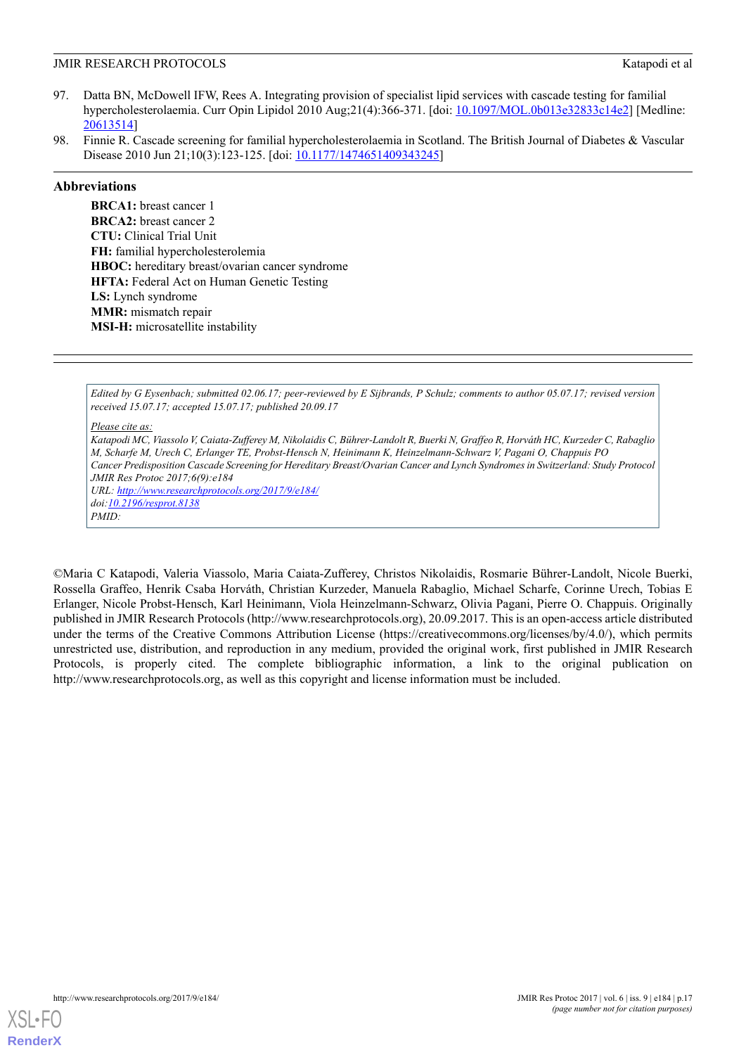97. Datta BN, McDowell IFW, Rees A. Integrating provision of specialist lipid services with cascade testing for familial hypercholesterolaemia. Curr Opin Lipidol 2010 Aug;21(4):366-371. [doi: 10.1097/MOL.0b013e32833c14e2] [Medline: 20613514]
98. Finnie R. Cascade screening for familial hypercholesterolaemia in Scotland. The British Journal of Diabetes & Vascular Disease 2010 Jun 21;10(3):123-125. [doi: 10.1177/1474651409343245]

## Abbreviations

**BRCA1:** breast cancer 1
**BRCA2:** breast cancer 2
**CTU:** Clinical Trial Unit
**FH:** familial hypercholesterolemia
**HBOC:** hereditary breast/ovarian cancer syndrome
**HFTA:** Federal Act on Human Genetic Testing
**LS:** Lynch syndrome
**MMR:** mismatch repair
**MSI-H:** microsatellite instability

*Edited by G Eysenbach; submitted 02.06.17; peer-reviewed by E Sijbrands, P Schulz; comments to author 05.07.17; revised version received 15.07.17; accepted 15.07.17; published 20.09.17*

*Please cite as:*
*Katapodi MC, Viassolo V, Caiata-Zufferey M, Nikolaidis C, Bührer-Landolt R, Buerki N, Graffeo R, Horváth HC, Kurzeder C, Rabaglio M, Scharfe M, Urech C, Erlanger TE, Probst-Hensch N, Heinimann K, Heinzelmann-Schwarz V, Pagani O, Chappuis PO*
*Cancer Predisposition Cascade Screening for Hereditary Breast/Ovarian Cancer and Lynch Syndromes in Switzerland: Study Protocol*
*JMIR Res Protoc 2017;6(9):e184*
*URL: http://www.researchprotocols.org/2017/9/e184/*
*doi:10.2196/resprot.8138*
*PMID:*

©Maria C Katapodi, Valeria Viassolo, Maria Caiata-Zufferey, Christos Nikolaidis, Rosmarie Bührer-Landolt, Nicole Buerki, Rossella Graffeo, Henrik Csaba Horváth, Christian Kurzeder, Manuela Rabaglio, Michael Scharfe, Corinne Urech, Tobias E Erlanger, Nicole Probst-Hensch, Karl Heinimann, Viola Heinzelmann-Schwarz, Olivia Pagani, Pierre O. Chappuis. Originally published in JMIR Research Protocols (http://www.researchprotocols.org), 20.09.2017. This is an open-access article distributed under the terms of the Creative Commons Attribution License (https://creativecommons.org/licenses/by/4.0/), which permits unrestricted use, distribution, and reproduction in any medium, provided the original work, first published in JMIR Research Protocols, is properly cited. The complete bibliographic information, a link to the original publication on http://www.researchprotocols.org, as well as this copyright and license information must be included.